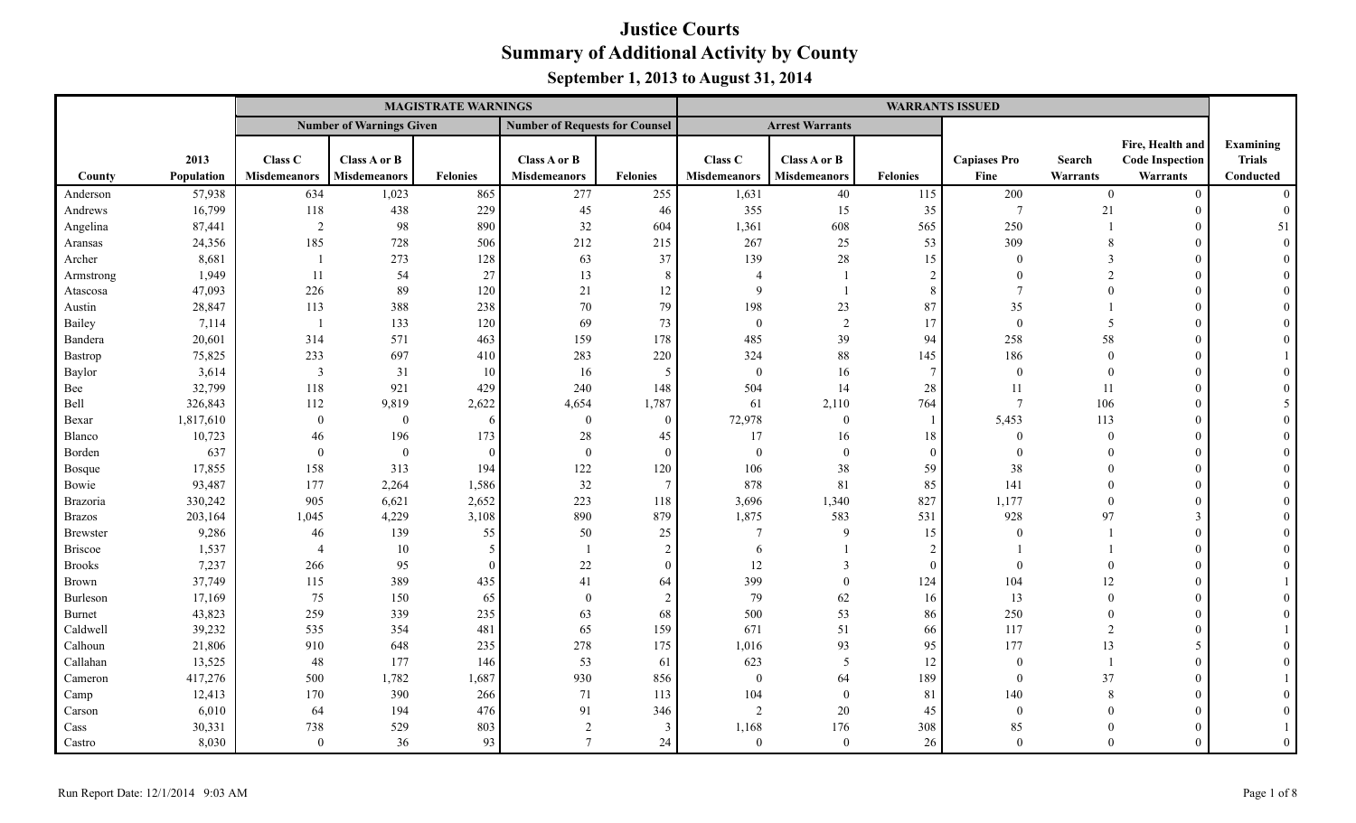# Justice Courts

## Summary of Additional Activity by County

### September 1, 2013 to August 31, 2014

| | | MAGISTRATE WARNINGS | | | | | WARRANTS ISSUED | | | | | | |
|---|---|---|---|---|---|---|---|---|---|---|---|---|---|
| | | Number of Warnings Given | | | Number of Requests for Counsel | | Arrest Warrants | | | | | | |
| County | 2013 Population | Class C Misdemeanors | Class A or B Misdemeanors | Felonies | Class A or B Misdemeanors | Felonies | Class C Misdemeanors | Class A or B Misdemeanors | Felonies | Capiases Pro Fine | Search Warrants | Fire, Health and Code Inspection Warrants | Examining Trials Conducted |
| Anderson | 57,938 | 634 | 1,023 | 865 | 277 | 255 | 1,631 | 40 | 115 | 200 | 0 | 0 | 0 |
| Andrews | 16,799 | 118 | 438 | 229 | 45 | 46 | 355 | 15 | 35 | 7 | 21 | 0 | 0 |
| Angelina | 87,441 | 2 | 98 | 890 | 32 | 604 | 1,361 | 608 | 565 | 250 | 1 | 0 | 51 |
| Aransas | 24,356 | 185 | 728 | 506 | 212 | 215 | 267 | 25 | 53 | 309 | 8 | 0 | 0 |
| Archer | 8,681 | 1 | 273 | 128 | 63 | 37 | 139 | 28 | 15 | 0 | 3 | 0 | 0 |
| Armstrong | 1,949 | 11 | 54 | 27 | 13 | 8 | 4 | 1 | 2 | 0 | 2 | 0 | 0 |
| Atascosa | 47,093 | 226 | 89 | 120 | 21 | 12 | 9 | 1 | 8 | 7 | 0 | 0 | 0 |
| Austin | 28,847 | 113 | 388 | 238 | 70 | 79 | 198 | 23 | 87 | 35 | 1 | 0 | 0 |
| Bailey | 7,114 | 1 | 133 | 120 | 69 | 73 | 0 | 2 | 17 | 0 | 5 | 0 | 0 |
| Bandera | 20,601 | 314 | 571 | 463 | 159 | 178 | 485 | 39 | 94 | 258 | 58 | 0 | 0 |
| Bastrop | 75,825 | 233 | 697 | 410 | 283 | 220 | 324 | 88 | 145 | 186 | 0 | 0 | 1 |
| Baylor | 3,614 | 3 | 31 | 10 | 16 | 5 | 0 | 16 | 7 | 0 | 0 | 0 | 0 |
| Bee | 32,799 | 118 | 921 | 429 | 240 | 148 | 504 | 14 | 28 | 11 | 11 | 0 | 0 |
| Bell | 326,843 | 112 | 9,819 | 2,622 | 4,654 | 1,787 | 61 | 2,110 | 764 | 7 | 106 | 0 | 5 |
| Bexar | 1,817,610 | 0 | 0 | 6 | 0 | 0 | 72,978 | 0 | 1 | 5,453 | 113 | 0 | 0 |
| Blanco | 10,723 | 46 | 196 | 173 | 28 | 45 | 17 | 16 | 18 | 0 | 0 | 0 | 0 |
| Borden | 637 | 0 | 0 | 0 | 0 | 0 | 0 | 0 | 0 | 0 | 0 | 0 | 0 |
| Bosque | 17,855 | 158 | 313 | 194 | 122 | 120 | 106 | 38 | 59 | 38 | 0 | 0 | 0 |
| Bowie | 93,487 | 177 | 2,264 | 1,586 | 32 | 7 | 878 | 81 | 85 | 141 | 0 | 0 | 0 |
| Brazoria | 330,242 | 905 | 6,621 | 2,652 | 223 | 118 | 3,696 | 1,340 | 827 | 1,177 | 0 | 0 | 0 |
| Brazos | 203,164 | 1,045 | 4,229 | 3,108 | 890 | 879 | 1,875 | 583 | 531 | 928 | 97 | 3 | 0 |
| Brewster | 9,286 | 46 | 139 | 55 | 50 | 25 | 7 | 9 | 15 | 0 | 1 | 0 | 0 |
| Briscoe | 1,537 | 4 | 10 | 5 | 1 | 2 | 6 | 1 | 2 | 1 | 1 | 0 | 0 |
| Brooks | 7,237 | 266 | 95 | 0 | 22 | 0 | 12 | 3 | 0 | 0 | 0 | 0 | 0 |
| Brown | 37,749 | 115 | 389 | 435 | 41 | 64 | 399 | 0 | 124 | 104 | 12 | 0 | 1 |
| Burleson | 17,169 | 75 | 150 | 65 | 0 | 2 | 79 | 62 | 16 | 13 | 0 | 0 | 0 |
| Burnet | 43,823 | 259 | 339 | 235 | 63 | 68 | 500 | 53 | 86 | 250 | 0 | 0 | 0 |
| Caldwell | 39,232 | 535 | 354 | 481 | 65 | 159 | 671 | 51 | 66 | 117 | 2 | 0 | 1 |
| Calhoun | 21,806 | 910 | 648 | 235 | 278 | 175 | 1,016 | 93 | 95 | 177 | 13 | 5 | 0 |
| Callahan | 13,525 | 48 | 177 | 146 | 53 | 61 | 623 | 5 | 12 | 0 | 1 | 0 | 0 |
| Cameron | 417,276 | 500 | 1,782 | 1,687 | 930 | 856 | 0 | 64 | 189 | 0 | 37 | 0 | 1 |
| Camp | 12,413 | 170 | 390 | 266 | 71 | 113 | 104 | 0 | 81 | 140 | 8 | 0 | 0 |
| Carson | 6,010 | 64 | 194 | 476 | 91 | 346 | 2 | 20 | 45 | 0 | 0 | 0 | 0 |
| Cass | 30,331 | 738 | 529 | 803 | 2 | 3 | 1,168 | 176 | 308 | 85 | 0 | 0 | 1 |
| Castro | 8,030 | 0 | 36 | 93 | 7 | 24 | 0 | 0 | 26 | 0 | 0 | 0 | 0 |

Run Report Date: 12/1/2014 9:03 AM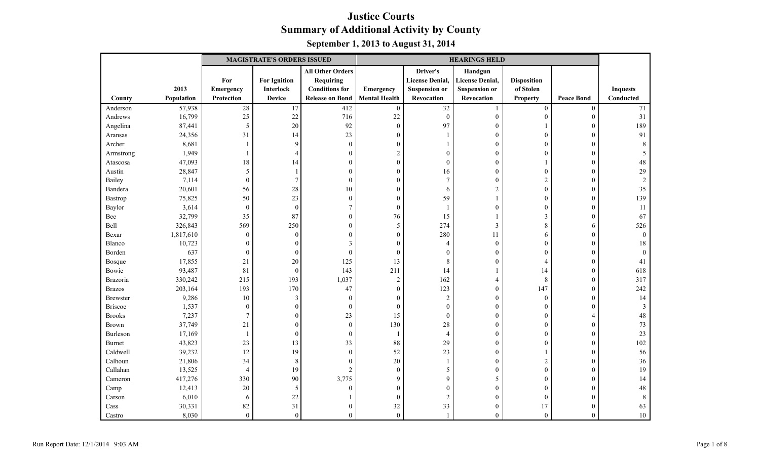# Justice Courts
## Summary of Additional Activity by County
### September 1, 2013 to August 31, 2014

| County | 2013 Population | MAGISTRATE'S ORDERS ISSUED: For Emergency Protection | MAGISTRATE'S ORDERS ISSUED: For Ignition Interlock Device | MAGISTRATE'S ORDERS ISSUED: All Other Orders Requiring Conditions for Release on Bond | HEARINGS HELD: Emergency Mental Health | HEARINGS HELD: Driver's License Denial, Suspension or Revocation | HEARINGS HELD: Handgun License Denial, Suspension or Revocation | HEARINGS HELD: Disposition of Stolen Property | HEARINGS HELD: Peace Bond | Inquests Conducted |
|---|---|---|---|---|---|---|---|---|---|---|
| Anderson | 57,938 | 28 | 17 | 412 | 0 | 32 | 1 | 0 | 0 | 71 |
| Andrews | 16,799 | 25 | 22 | 716 | 22 | 0 | 0 | 0 | 0 | 31 |
| Angelina | 87,441 | 5 | 20 | 92 | 0 | 97 | 0 | 1 | 0 | 189 |
| Aransas | 24,356 | 31 | 14 | 23 | 0 | 1 | 0 | 0 | 0 | 91 |
| Archer | 8,681 | 1 | 9 | 0 | 0 | 1 | 0 | 0 | 0 | 8 |
| Armstrong | 1,949 | 1 | 4 | 0 | 2 | 0 | 0 | 0 | 0 | 5 |
| Atascosa | 47,093 | 18 | 14 | 0 | 0 | 0 | 0 | 1 | 0 | 48 |
| Austin | 28,847 | 5 | 1 | 0 | 0 | 16 | 0 | 0 | 0 | 29 |
| Bailey | 7,114 | 0 | 7 | 0 | 0 | 7 | 0 | 2 | 0 | 2 |
| Bandera | 20,601 | 56 | 28 | 10 | 0 | 6 | 2 | 0 | 0 | 35 |
| Bastrop | 75,825 | 50 | 23 | 0 | 0 | 59 | 1 | 0 | 0 | 139 |
| Baylor | 3,614 | 0 | 0 | 7 | 0 | 1 | 0 | 0 | 0 | 11 |
| Bee | 32,799 | 35 | 87 | 0 | 76 | 15 | 1 | 3 | 0 | 67 |
| Bell | 326,843 | 569 | 250 | 0 | 5 | 274 | 3 | 8 | 6 | 526 |
| Bexar | 1,817,610 | 0 | 0 | 0 | 0 | 280 | 11 | 6 | 0 | 0 |
| Blanco | 10,723 | 0 | 0 | 3 | 0 | 4 | 0 | 0 | 0 | 18 |
| Borden | 637 | 0 | 0 | 0 | 0 | 0 | 0 | 0 | 0 | 0 |
| Bosque | 17,855 | 21 | 20 | 125 | 13 | 8 | 0 | 4 | 0 | 41 |
| Bowie | 93,487 | 81 | 0 | 143 | 211 | 14 | 1 | 14 | 0 | 618 |
| Brazoria | 330,242 | 215 | 193 | 1,037 | 2 | 162 | 4 | 8 | 0 | 317 |
| Brazos | 203,164 | 193 | 170 | 47 | 0 | 123 | 0 | 147 | 0 | 242 |
| Brewster | 9,286 | 10 | 3 | 0 | 0 | 2 | 0 | 0 | 0 | 14 |
| Briscoe | 1,537 | 0 | 0 | 0 | 0 | 0 | 0 | 0 | 0 | 3 |
| Brooks | 7,237 | 7 | 0 | 23 | 15 | 0 | 0 | 0 | 4 | 48 |
| Brown | 37,749 | 21 | 0 | 0 | 130 | 28 | 0 | 0 | 0 | 73 |
| Burleson | 17,169 | 1 | 0 | 0 | 1 | 4 | 0 | 0 | 0 | 23 |
| Burnet | 43,823 | 23 | 13 | 33 | 88 | 29 | 0 | 0 | 0 | 102 |
| Caldwell | 39,232 | 12 | 19 | 0 | 52 | 23 | 0 | 1 | 0 | 56 |
| Calhoun | 21,806 | 34 | 8 | 0 | 20 | 1 | 0 | 2 | 0 | 36 |
| Callahan | 13,525 | 4 | 19 | 2 | 0 | 5 | 0 | 0 | 0 | 19 |
| Cameron | 417,276 | 330 | 90 | 3,775 | 9 | 9 | 5 | 0 | 0 | 14 |
| Camp | 12,413 | 20 | 5 | 0 | 0 | 0 | 0 | 0 | 0 | 48 |
| Carson | 6,010 | 6 | 22 | 1 | 0 | 2 | 0 | 0 | 0 | 8 |
| Cass | 30,331 | 82 | 31 | 0 | 32 | 33 | 0 | 17 | 0 | 63 |
| Castro | 8,030 | 0 | 0 | 0 | 0 | 1 | 0 | 0 | 0 | 10 |

Run Report Date: 12/1/2014 9:03 AM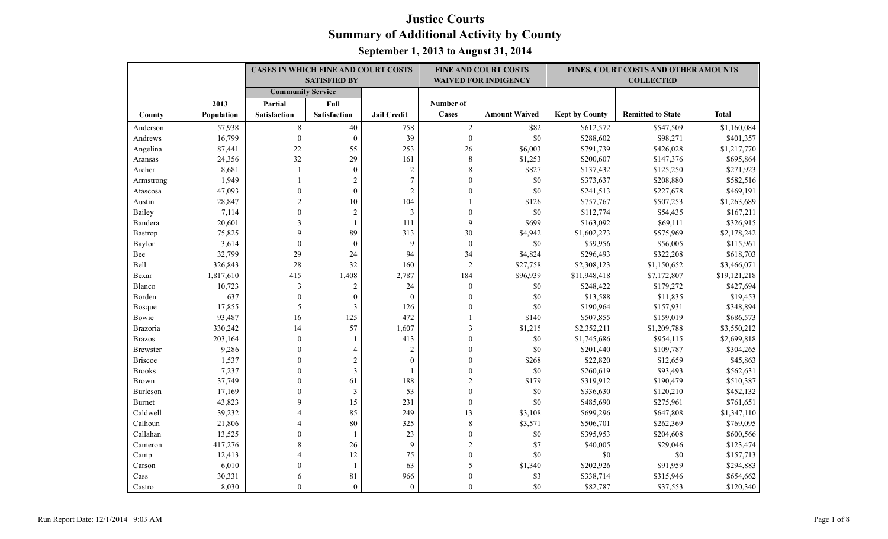# Justice Courts
## Summary of Additional Activity by County
### September 1, 2013 to August 31, 2014

| | | CASES IN WHICH FINE AND COURT COSTS SATISFIED BY | | | FINE AND COURT COSTS WAIVED FOR INDIGENCY | | FINES, COURT COSTS AND OTHER AMOUNTS COLLECTED | | |
|---|---|---|---|---|---|---|---|---|---|
| | | Community Service | | | | | | | |
| County | 2013 Population | Partial Satisfaction | Full Satisfaction | Jail Credit | Number of Cases | Amount Waived | Kept by County | Remitted to State | Total |
| Anderson | 57,938 | 8 | 40 | 758 | 2 | $82 | $612,572 | $547,509 | $1,160,084 |
| Andrews | 16,799 | 0 | 0 | 39 | 0 | $0 | $288,602 | $98,271 | $401,357 |
| Angelina | 87,441 | 22 | 55 | 253 | 26 | $6,003 | $791,739 | $426,028 | $1,217,770 |
| Aransas | 24,356 | 32 | 29 | 161 | 8 | $1,253 | $200,607 | $147,376 | $695,864 |
| Archer | 8,681 | 1 | 0 | 2 | 8 | $827 | $137,432 | $125,250 | $271,923 |
| Armstrong | 1,949 | 1 | 2 | 7 | 0 | $0 | $373,637 | $208,880 | $582,516 |
| Atascosa | 47,093 | 0 | 0 | 2 | 0 | $0 | $241,513 | $227,678 | $469,191 |
| Austin | 28,847 | 2 | 10 | 104 | 1 | $126 | $757,767 | $507,253 | $1,263,689 |
| Bailey | 7,114 | 0 | 2 | 3 | 0 | $0 | $112,774 | $54,435 | $167,211 |
| Bandera | 20,601 | 3 | 1 | 111 | 9 | $699 | $163,092 | $69,111 | $326,915 |
| Bastrop | 75,825 | 9 | 89 | 313 | 30 | $4,942 | $1,602,273 | $575,969 | $2,178,242 |
| Baylor | 3,614 | 0 | 0 | 9 | 0 | $0 | $59,956 | $56,005 | $115,961 |
| Bee | 32,799 | 29 | 24 | 94 | 34 | $4,824 | $296,493 | $322,208 | $618,703 |
| Bell | 326,843 | 28 | 32 | 160 | 2 | $27,758 | $2,308,123 | $1,150,652 | $3,466,071 |
| Bexar | 1,817,610 | 415 | 1,408 | 2,787 | 184 | $96,939 | $11,948,418 | $7,172,807 | $19,121,218 |
| Blanco | 10,723 | 3 | 2 | 24 | 0 | $0 | $248,422 | $179,272 | $427,694 |
| Borden | 637 | 0 | 0 | 0 | 0 | $0 | $13,588 | $11,835 | $19,453 |
| Bosque | 17,855 | 5 | 3 | 126 | 0 | $0 | $190,964 | $157,931 | $348,894 |
| Bowie | 93,487 | 16 | 125 | 472 | 1 | $140 | $507,855 | $159,019 | $686,573 |
| Brazoria | 330,242 | 14 | 57 | 1,607 | 3 | $1,215 | $2,352,211 | $1,209,788 | $3,550,212 |
| Brazos | 203,164 | 0 | 1 | 413 | 0 | $0 | $1,745,686 | $954,115 | $2,699,818 |
| Brewster | 9,286 | 0 | 4 | 2 | 0 | $0 | $201,440 | $109,787 | $304,265 |
| Briscoe | 1,537 | 0 | 2 | 0 | 0 | $268 | $22,820 | $12,659 | $45,863 |
| Brooks | 7,237 | 0 | 3 | 1 | 0 | $0 | $260,619 | $93,493 | $562,631 |
| Brown | 37,749 | 0 | 61 | 188 | 2 | $179 | $319,912 | $190,479 | $510,387 |
| Burleson | 17,169 | 0 | 3 | 53 | 0 | $0 | $336,630 | $120,210 | $452,132 |
| Burnet | 43,823 | 9 | 15 | 231 | 0 | $0 | $485,690 | $275,961 | $761,651 |
| Caldwell | 39,232 | 4 | 85 | 249 | 13 | $3,108 | $699,296 | $647,808 | $1,347,110 |
| Calhoun | 21,806 | 4 | 80 | 325 | 8 | $3,571 | $506,701 | $262,369 | $769,095 |
| Callahan | 13,525 | 0 | 1 | 23 | 0 | $0 | $395,953 | $204,608 | $600,566 |
| Cameron | 417,276 | 8 | 26 | 9 | 2 | $7 | $40,005 | $29,046 | $123,474 |
| Camp | 12,413 | 4 | 12 | 75 | 0 | $0 | $0 | $0 | $157,713 |
| Carson | 6,010 | 0 | 1 | 63 | 5 | $1,340 | $202,926 | $91,959 | $294,883 |
| Cass | 30,331 | 6 | 81 | 966 | 0 | $3 | $338,714 | $315,946 | $654,662 |
| Castro | 8,030 | 0 | 0 | 0 | 0 | $0 | $82,787 | $37,553 | $120,340 |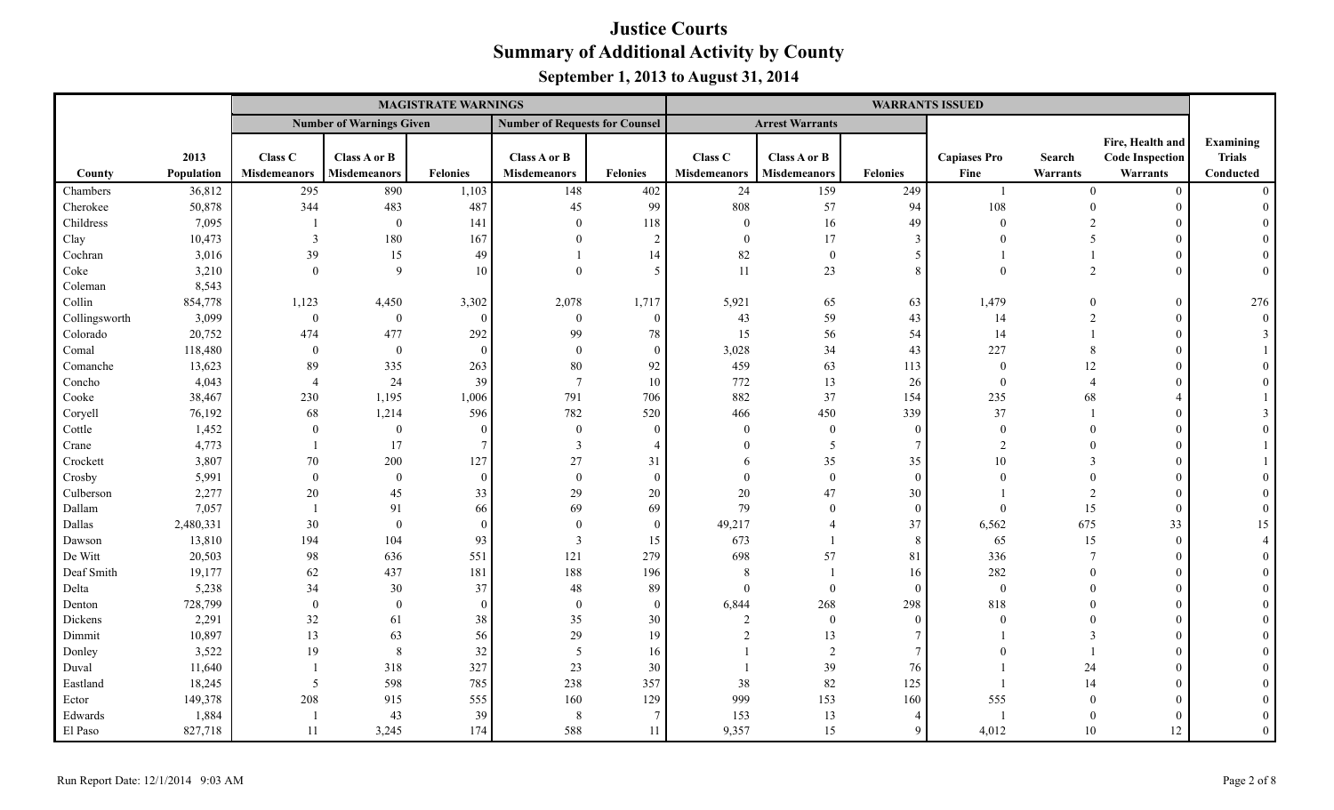# Justice Courts
## Summary of Additional Activity by County
### September 1, 2013 to August 31, 2014

| | | MAGISTRATE WARNINGS | | | | | WARRANTS ISSUED | | | | | | |
|---|---|---|---|---|---|---|---|---|---|---|---|---|---|
| | | Number of Warnings Given | | | Number of Requests for Counsel | | Arrest Warrants | | | | | | |
| County | 2013 Population | Class C Misdemeanors | Class A or B Misdemeanors | Felonies | Class A or B Misdemeanors | Felonies | Class C Misdemeanors | Class A or B Misdemeanors | Felonies | Capiases Pro Fine | Search Warrants | Fire, Health and Code Inspection Warrants | Examining Trials Conducted |
| Chambers | 36,812 | 295 | 890 | 1,103 | 148 | 402 | 24 | 159 | 249 | 1 | 0 | 0 | 0 |
| Cherokee | 50,878 | 344 | 483 | 487 | 45 | 99 | 808 | 57 | 94 | 108 | 0 | 0 | 0 |
| Childress | 7,095 | 1 | 0 | 141 | 0 | 118 | 0 | 16 | 49 | 0 | 2 | 0 | 0 |
| Clay | 10,473 | 3 | 180 | 167 | 0 | 2 | 0 | 17 | 3 | 0 | 5 | 0 | 0 |
| Cochran | 3,016 | 39 | 15 | 49 | 1 | 14 | 82 | 0 | 5 | 1 | 1 | 0 | 0 |
| Coke | 3,210 | 0 | 9 | 10 | 0 | 5 | 11 | 23 | 8 | 0 | 2 | 0 | 0 |
| Coleman | 8,543 | | | | | | | | | | | | |
| Collin | 854,778 | 1,123 | 4,450 | 3,302 | 2,078 | 1,717 | 5,921 | 65 | 63 | 1,479 | 0 | 0 | 276 |
| Collingsworth | 3,099 | 0 | 0 | 0 | 0 | 0 | 43 | 59 | 43 | 14 | 2 | 0 | 0 |
| Colorado | 20,752 | 474 | 477 | 292 | 99 | 78 | 15 | 56 | 54 | 14 | 1 | 0 | 3 |
| Comal | 118,480 | 0 | 0 | 0 | 0 | 0 | 3,028 | 34 | 43 | 227 | 8 | 0 | 1 |
| Comanche | 13,623 | 89 | 335 | 263 | 80 | 92 | 459 | 63 | 113 | 0 | 12 | 0 | 0 |
| Concho | 4,043 | 4 | 24 | 39 | 7 | 10 | 772 | 13 | 26 | 0 | 4 | 0 | 0 |
| Cooke | 38,467 | 230 | 1,195 | 1,006 | 791 | 706 | 882 | 37 | 154 | 235 | 68 | 4 | 1 |
| Coryell | 76,192 | 68 | 1,214 | 596 | 782 | 520 | 466 | 450 | 339 | 37 | 1 | 0 | 3 |
| Cottle | 1,452 | 0 | 0 | 0 | 0 | 0 | 0 | 0 | 0 | 0 | 0 | 0 | 0 |
| Crane | 4,773 | 1 | 17 | 7 | 3 | 4 | 0 | 5 | 7 | 2 | 0 | 0 | 1 |
| Crockett | 3,807 | 70 | 200 | 127 | 27 | 31 | 6 | 35 | 35 | 10 | 3 | 0 | 1 |
| Crosby | 5,991 | 0 | 0 | 0 | 0 | 0 | 0 | 0 | 0 | 0 | 0 | 0 | 0 |
| Culberson | 2,277 | 20 | 45 | 33 | 29 | 20 | 20 | 47 | 30 | 1 | 2 | 0 | 0 |
| Dallam | 7,057 | 1 | 91 | 66 | 69 | 69 | 79 | 0 | 0 | 0 | 15 | 0 | 0 |
| Dallas | 2,480,331 | 30 | 0 | 0 | 0 | 0 | 49,217 | 4 | 37 | 6,562 | 675 | 33 | 15 |
| Dawson | 13,810 | 194 | 104 | 93 | 3 | 15 | 673 | 1 | 8 | 65 | 15 | 0 | 4 |
| De Witt | 20,503 | 98 | 636 | 551 | 121 | 279 | 698 | 57 | 81 | 336 | 7 | 0 | 0 |
| Deaf Smith | 19,177 | 62 | 437 | 181 | 188 | 196 | 8 | 1 | 16 | 282 | 0 | 0 | 0 |
| Delta | 5,238 | 34 | 30 | 37 | 48 | 89 | 0 | 0 | 0 | 0 | 0 | 0 | 0 |
| Denton | 728,799 | 0 | 0 | 0 | 0 | 0 | 6,844 | 268 | 298 | 818 | 0 | 0 | 0 |
| Dickens | 2,291 | 32 | 61 | 38 | 35 | 30 | 2 | 0 | 0 | 0 | 0 | 0 | 0 |
| Dimmit | 10,897 | 13 | 63 | 56 | 29 | 19 | 2 | 13 | 7 | 1 | 3 | 0 | 0 |
| Donley | 3,522 | 19 | 8 | 32 | 5 | 16 | 1 | 2 | 7 | 0 | 1 | 0 | 0 |
| Duval | 11,640 | 1 | 318 | 327 | 23 | 30 | 1 | 39 | 76 | 1 | 24 | 0 | 0 |
| Eastland | 18,245 | 5 | 598 | 785 | 238 | 357 | 38 | 82 | 125 | 1 | 14 | 0 | 0 |
| Ector | 149,378 | 208 | 915 | 555 | 160 | 129 | 999 | 153 | 160 | 555 | 0 | 0 | 0 |
| Edwards | 1,884 | 1 | 43 | 39 | 8 | 7 | 153 | 13 | 4 | 1 | 0 | 0 | 0 |
| El Paso | 827,718 | 11 | 3,245 | 174 | 588 | 11 | 9,357 | 15 | 9 | 4,012 | 10 | 12 | 0 |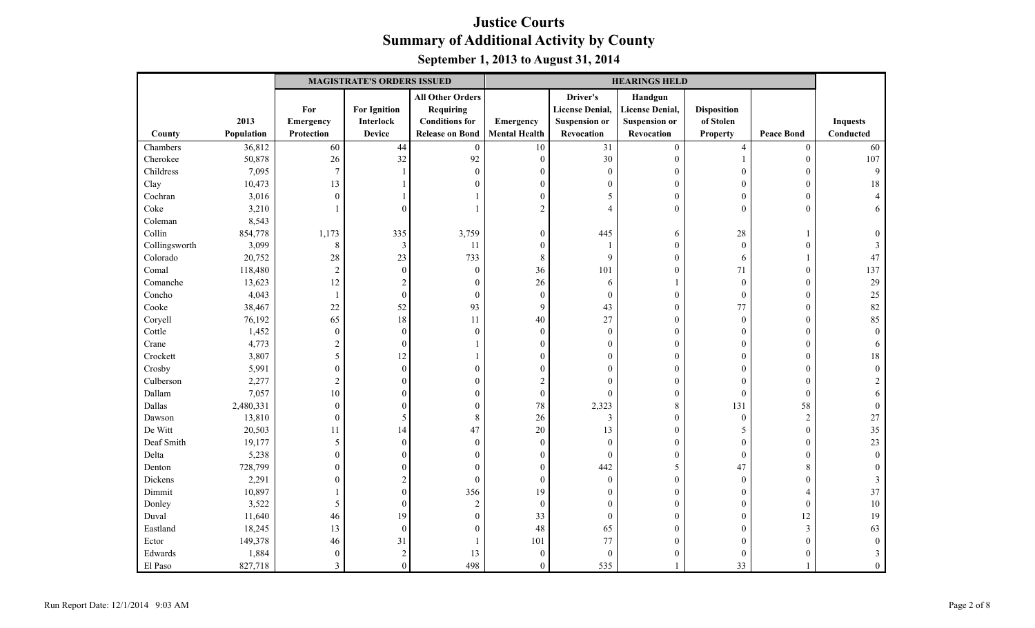# Justice Courts
## Summary of Additional Activity by County
### September 1, 2013 to August 31, 2014

| | | MAGISTRATE'S ORDERS ISSUED | | | HEARINGS HELD | | | | | |
|---|---|---|---|---|---|---|---|---|---|---|
| County | 2013 Population | For Emergency Protection | For Ignition Interlock Device | All Other Orders Requiring Conditions for Release on Bond | Emergency Mental Health | Driver's License Denial, Suspension or Revocation | Handgun License Denial, Suspension or Revocation | Disposition of Stolen Property | Peace Bond | Inquests Conducted |
| Chambers | 36,812 | 60 | 44 | 0 | 10 | 31 | 0 | 4 | 0 | 60 |
| Cherokee | 50,878 | 26 | 32 | 92 | 0 | 30 | 0 | 1 | 0 | 107 |
| Childress | 7,095 | 7 | 1 | 0 | 0 | 0 | 0 | 0 | 0 | 9 |
| Clay | 10,473 | 13 | 1 | 0 | 0 | 0 | 0 | 0 | 0 | 18 |
| Cochran | 3,016 | 0 | 1 | 1 | 0 | 5 | 0 | 0 | 0 | 4 |
| Coke | 3,210 | 1 | 0 | 1 | 2 | 4 | 0 | 0 | 0 | 6 |
| Coleman | 8,543 | | | | | | | | | |
| Collin | 854,778 | 1,173 | 335 | 3,759 | 0 | 445 | 6 | 28 | 1 | 0 |
| Collingsworth | 3,099 | 8 | 3 | 11 | 0 | 1 | 0 | 0 | 0 | 3 |
| Colorado | 20,752 | 28 | 23 | 733 | 8 | 9 | 0 | 6 | 1 | 47 |
| Comal | 118,480 | 2 | 0 | 0 | 36 | 101 | 0 | 71 | 0 | 137 |
| Comanche | 13,623 | 12 | 2 | 0 | 26 | 6 | 1 | 0 | 0 | 29 |
| Concho | 4,043 | 1 | 0 | 0 | 0 | 0 | 0 | 0 | 0 | 25 |
| Cooke | 38,467 | 22 | 52 | 93 | 9 | 43 | 0 | 77 | 0 | 82 |
| Coryell | 76,192 | 65 | 18 | 11 | 40 | 27 | 0 | 0 | 0 | 85 |
| Cottle | 1,452 | 0 | 0 | 0 | 0 | 0 | 0 | 0 | 0 | 0 |
| Crane | 4,773 | 2 | 0 | 1 | 0 | 0 | 0 | 0 | 0 | 6 |
| Crockett | 3,807 | 5 | 12 | 1 | 0 | 0 | 0 | 0 | 0 | 18 |
| Crosby | 5,991 | 0 | 0 | 0 | 0 | 0 | 0 | 0 | 0 | 0 |
| Culberson | 2,277 | 2 | 0 | 0 | 2 | 0 | 0 | 0 | 0 | 2 |
| Dallam | 7,057 | 10 | 0 | 0 | 0 | 0 | 0 | 0 | 0 | 6 |
| Dallas | 2,480,331 | 0 | 0 | 0 | 78 | 2,323 | 8 | 131 | 58 | 0 |
| Dawson | 13,810 | 0 | 5 | 8 | 26 | 3 | 0 | 0 | 2 | 27 |
| De Witt | 20,503 | 11 | 14 | 47 | 20 | 13 | 0 | 5 | 0 | 35 |
| Deaf Smith | 19,177 | 5 | 0 | 0 | 0 | 0 | 0 | 0 | 0 | 23 |
| Delta | 5,238 | 0 | 0 | 0 | 0 | 0 | 0 | 0 | 0 | 0 |
| Denton | 728,799 | 0 | 0 | 0 | 0 | 442 | 5 | 47 | 8 | 0 |
| Dickens | 2,291 | 0 | 2 | 0 | 0 | 0 | 0 | 0 | 0 | 3 |
| Dimmit | 10,897 | 1 | 0 | 356 | 19 | 0 | 0 | 0 | 4 | 37 |
| Donley | 3,522 | 5 | 0 | 2 | 0 | 0 | 0 | 0 | 0 | 10 |
| Duval | 11,640 | 46 | 19 | 0 | 33 | 0 | 0 | 0 | 12 | 19 |
| Eastland | 18,245 | 13 | 0 | 0 | 48 | 65 | 0 | 0 | 3 | 63 |
| Ector | 149,378 | 46 | 31 | 1 | 101 | 77 | 0 | 0 | 0 | 0 |
| Edwards | 1,884 | 0 | 2 | 13 | 0 | 0 | 0 | 0 | 0 | 3 |
| El Paso | 827,718 | 3 | 0 | 498 | 0 | 535 | 1 | 33 | 1 | 0 |

Run Report Date: 12/1/2014 9:03 AM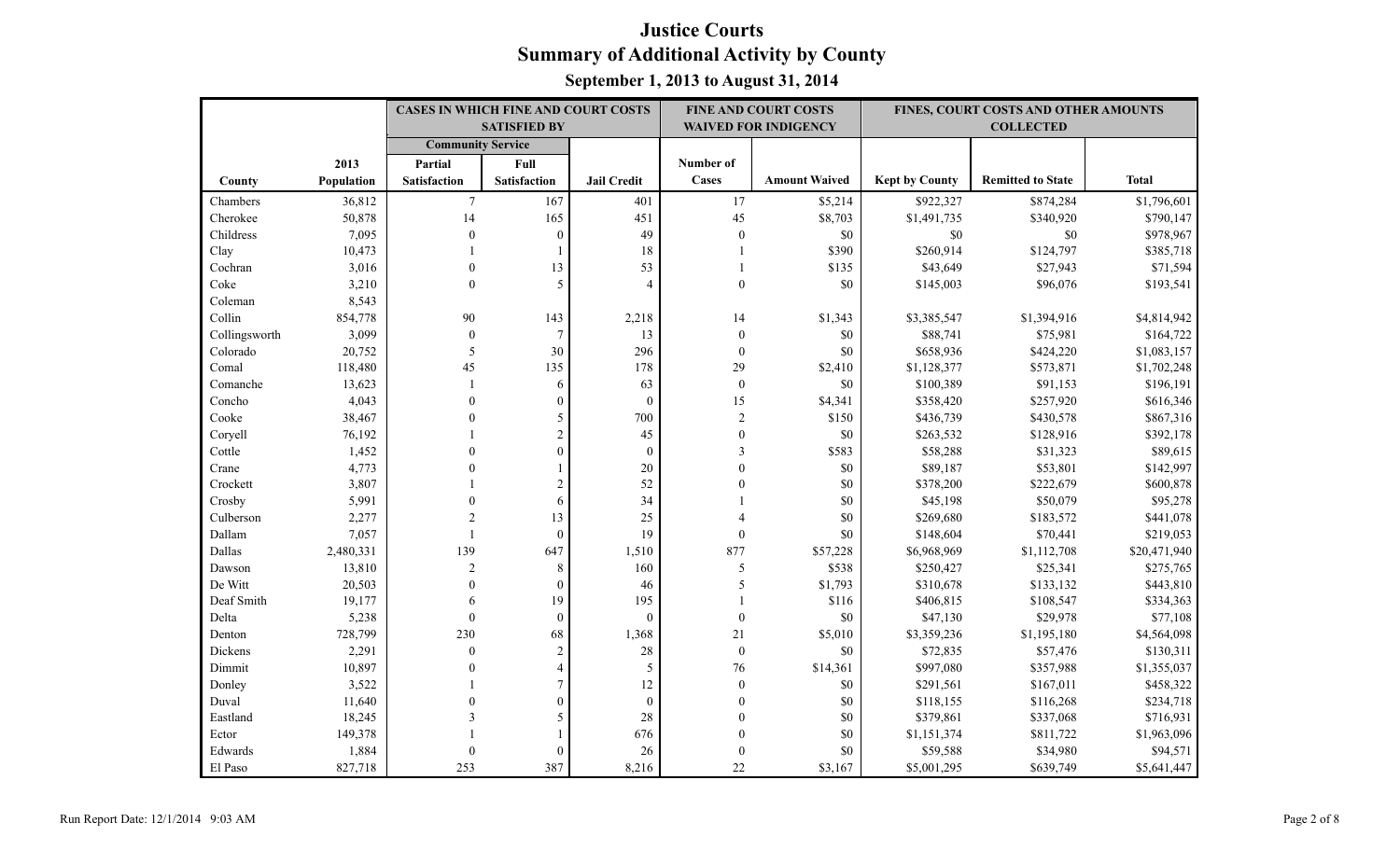# Justice Courts
## Summary of Additional Activity by County
### September 1, 2013 to August 31, 2014

| | | CASES IN WHICH FINE AND COURT COSTS SATISFIED BY | | | FINE AND COURT COSTS WAIVED FOR INDIGENCY | | FINES, COURT COSTS AND OTHER AMOUNTS COLLECTED | | |
|---|---|---|---|---|---|---|---|---|---|
| | | Community Service | | | | | | | |
| County | 2013 Population | Partial Satisfaction | Full Satisfaction | Jail Credit | Number of Cases | Amount Waived | Kept by County | Remitted to State | Total |
| Chambers | 36,812 | 7 | 167 | 401 | 17 | $5,214 | $922,327 | $874,284 | $1,796,601 |
| Cherokee | 50,878 | 14 | 165 | 451 | 45 | $8,703 | $1,491,735 | $340,920 | $790,147 |
| Childress | 7,095 | 0 | 0 | 49 | 0 | $0 | $0 | $0 | $978,967 |
| Clay | 10,473 | 1 | 1 | 18 | 1 | $390 | $260,914 | $124,797 | $385,718 |
| Cochran | 3,016 | 0 | 13 | 53 | 1 | $135 | $43,649 | $27,943 | $71,594 |
| Coke | 3,210 | 0 | 5 | 4 | 0 | $0 | $145,003 | $96,076 | $193,541 |
| Coleman | 8,543 | | | | | | | | |
| Collin | 854,778 | 90 | 143 | 2,218 | 14 | $1,343 | $3,385,547 | $1,394,916 | $4,814,942 |
| Collingsworth | 3,099 | 0 | 7 | 13 | 0 | $0 | $88,741 | $75,981 | $164,722 |
| Colorado | 20,752 | 5 | 30 | 296 | 0 | $0 | $658,936 | $424,220 | $1,083,157 |
| Comal | 118,480 | 45 | 135 | 178 | 29 | $2,410 | $1,128,377 | $573,871 | $1,702,248 |
| Comanche | 13,623 | 1 | 6 | 63 | 0 | $0 | $100,389 | $91,153 | $196,191 |
| Concho | 4,043 | 0 | 0 | 0 | 15 | $4,341 | $358,420 | $257,920 | $616,346 |
| Cooke | 38,467 | 0 | 5 | 700 | 2 | $150 | $436,739 | $430,578 | $867,316 |
| Coryell | 76,192 | 1 | 2 | 45 | 0 | $0 | $263,532 | $128,916 | $392,178 |
| Cottle | 1,452 | 0 | 0 | 0 | 3 | $583 | $58,288 | $31,323 | $89,615 |
| Crane | 4,773 | 0 | 1 | 20 | 0 | $0 | $89,187 | $53,801 | $142,997 |
| Crockett | 3,807 | 1 | 2 | 52 | 0 | $0 | $378,200 | $222,679 | $600,878 |
| Crosby | 5,991 | 0 | 6 | 34 | 1 | $0 | $45,198 | $50,079 | $95,278 |
| Culberson | 2,277 | 2 | 13 | 25 | 4 | $0 | $269,680 | $183,572 | $441,078 |
| Dallam | 7,057 | 1 | 0 | 19 | 0 | $0 | $148,604 | $70,441 | $219,053 |
| Dallas | 2,480,331 | 139 | 647 | 1,510 | 877 | $57,228 | $6,968,969 | $1,112,708 | $20,471,940 |
| Dawson | 13,810 | 2 | 8 | 160 | 5 | $538 | $250,427 | $25,341 | $275,765 |
| De Witt | 20,503 | 0 | 0 | 46 | 5 | $1,793 | $310,678 | $133,132 | $443,810 |
| Deaf Smith | 19,177 | 6 | 19 | 195 | 1 | $116 | $406,815 | $108,547 | $334,363 |
| Delta | 5,238 | 0 | 0 | 0 | 0 | $0 | $47,130 | $29,978 | $77,108 |
| Denton | 728,799 | 230 | 68 | 1,368 | 21 | $5,010 | $3,359,236 | $1,195,180 | $4,564,098 |
| Dickens | 2,291 | 0 | 2 | 28 | 0 | $0 | $72,835 | $57,476 | $130,311 |
| Dimmit | 10,897 | 0 | 4 | 5 | 76 | $14,361 | $997,080 | $357,988 | $1,355,037 |
| Donley | 3,522 | 1 | 7 | 12 | 0 | $0 | $291,561 | $167,011 | $458,322 |
| Duval | 11,640 | 0 | 0 | 0 | 0 | $0 | $118,155 | $116,268 | $234,718 |
| Eastland | 18,245 | 3 | 5 | 28 | 0 | $0 | $379,861 | $337,068 | $716,931 |
| Ector | 149,378 | 1 | 1 | 676 | 0 | $0 | $1,151,374 | $811,722 | $1,963,096 |
| Edwards | 1,884 | 0 | 0 | 26 | 0 | $0 | $59,588 | $34,980 | $94,571 |
| El Paso | 827,718 | 253 | 387 | 8,216 | 22 | $3,167 | $5,001,295 | $639,749 | $5,641,447 |

Run Report Date: 12/1/2014 9:03 AM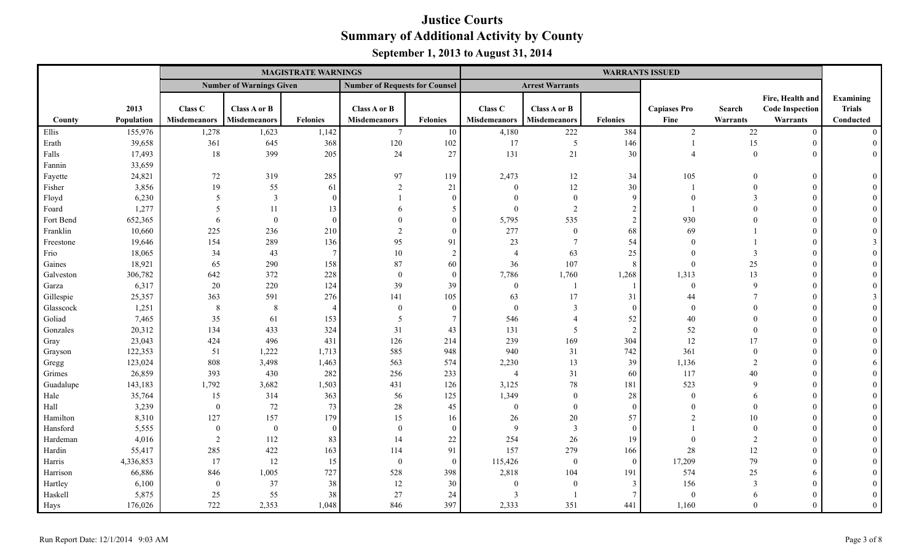# Justice Courts
## Summary of Additional Activity by County
### September 1, 2013 to August 31, 2014

| | | MAGISTRATE WARNINGS | | | | | WARRANTS ISSUED | | | | | | |
|---|---|---|---|---|---|---|---|---|---|---|---|---|---|
| | | Number of Warnings Given | | | Number of Requests for Counsel | | Arrest Warrants | | | | | | |
| County | 2013 Population | Class C Misdemeanors | Class A or B Misdemeanors | Felonies | Class A or B Misdemeanors | Felonies | Class C Misdemeanors | Class A or B Misdemeanors | Felonies | Capiases Pro Fine | Search Warrants | Fire, Health and Code Inspection Warrants | Examining Trials Conducted |
| Ellis | 155,976 | 1,278 | 1,623 | 1,142 | 7 | 10 | 4,180 | 222 | 384 | 2 | 22 | 0 | 0 |
| Erath | 39,658 | 361 | 645 | 368 | 120 | 102 | 17 | 5 | 146 | 1 | 15 | 0 | 0 |
| Falls | 17,493 | 18 | 399 | 205 | 24 | 27 | 131 | 21 | 30 | 4 | 0 | 0 | 0 |
| Fannin | 33,659 | | | | | | | | | | | | |
| Fayette | 24,821 | 72 | 319 | 285 | 97 | 119 | 2,473 | 12 | 34 | 105 | 0 | 0 | 0 |
| Fisher | 3,856 | 19 | 55 | 61 | 2 | 21 | 0 | 12 | 30 | 1 | 0 | 0 | 0 |
| Floyd | 6,230 | 5 | 3 | 0 | 1 | 0 | 0 | 0 | 9 | 0 | 3 | 0 | 0 |
| Foard | 1,277 | 5 | 11 | 13 | 6 | 5 | 0 | 2 | 2 | 1 | 0 | 0 | 0 |
| Fort Bend | 652,365 | 6 | 0 | 0 | 0 | 0 | 5,795 | 535 | 2 | 930 | 0 | 0 | 0 |
| Franklin | 10,660 | 225 | 236 | 210 | 2 | 0 | 277 | 0 | 68 | 69 | 1 | 0 | 0 |
| Freestone | 19,646 | 154 | 289 | 136 | 95 | 91 | 23 | 7 | 54 | 0 | 1 | 0 | 3 |
| Frio | 18,065 | 34 | 43 | 7 | 10 | 2 | 4 | 63 | 25 | 0 | 3 | 0 | 0 |
| Gaines | 18,921 | 65 | 290 | 158 | 87 | 60 | 36 | 107 | 8 | 0 | 25 | 0 | 0 |
| Galveston | 306,782 | 642 | 372 | 228 | 0 | 0 | 7,786 | 1,760 | 1,268 | 1,313 | 13 | 0 | 0 |
| Garza | 6,317 | 20 | 220 | 124 | 39 | 39 | 0 | 1 | 1 | 0 | 9 | 0 | 0 |
| Gillespie | 25,357 | 363 | 591 | 276 | 141 | 105 | 63 | 17 | 31 | 44 | 7 | 0 | 3 |
| Glasscock | 1,251 | 8 | 8 | 4 | 0 | 0 | 0 | 3 | 0 | 0 | 0 | 0 | 0 |
| Goliad | 7,465 | 35 | 61 | 153 | 5 | 7 | 546 | 4 | 52 | 40 | 0 | 0 | 0 |
| Gonzales | 20,312 | 134 | 433 | 324 | 31 | 43 | 131 | 5 | 2 | 52 | 0 | 0 | 0 |
| Gray | 23,043 | 424 | 496 | 431 | 126 | 214 | 239 | 169 | 304 | 12 | 17 | 0 | 0 |
| Grayson | 122,353 | 51 | 1,222 | 1,713 | 585 | 948 | 940 | 31 | 742 | 361 | 0 | 0 | 0 |
| Gregg | 123,024 | 808 | 3,498 | 1,463 | 563 | 574 | 2,230 | 13 | 39 | 1,136 | 2 | 0 | 6 |
| Grimes | 26,859 | 393 | 430 | 282 | 256 | 233 | 4 | 31 | 60 | 117 | 40 | 0 | 0 |
| Guadalupe | 143,183 | 1,792 | 3,682 | 1,503 | 431 | 126 | 3,125 | 78 | 181 | 523 | 9 | 0 | 0 |
| Hale | 35,764 | 15 | 314 | 363 | 56 | 125 | 1,349 | 0 | 28 | 0 | 6 | 0 | 0 |
| Hall | 3,239 | 0 | 72 | 73 | 28 | 45 | 0 | 0 | 0 | 0 | 0 | 0 | 0 |
| Hamilton | 8,310 | 127 | 157 | 179 | 15 | 16 | 26 | 20 | 57 | 2 | 10 | 0 | 0 |
| Hansford | 5,555 | 0 | 0 | 0 | 0 | 0 | 9 | 3 | 0 | 1 | 0 | 0 | 0 |
| Hardeman | 4,016 | 2 | 112 | 83 | 14 | 22 | 254 | 26 | 19 | 0 | 2 | 0 | 0 |
| Hardin | 55,417 | 285 | 422 | 163 | 114 | 91 | 157 | 279 | 166 | 28 | 12 | 0 | 0 |
| Harris | 4,336,853 | 17 | 12 | 15 | 0 | 0 | 115,426 | 0 | 0 | 17,209 | 79 | 0 | 0 |
| Harrison | 66,886 | 846 | 1,005 | 727 | 528 | 398 | 2,818 | 104 | 191 | 574 | 25 | 6 | 0 |
| Hartley | 6,100 | 0 | 37 | 38 | 12 | 30 | 0 | 0 | 3 | 156 | 3 | 0 | 0 |
| Haskell | 5,875 | 25 | 55 | 38 | 27 | 24 | 3 | 1 | 7 | 0 | 6 | 0 | 0 |
| Hays | 176,026 | 722 | 2,353 | 1,048 | 846 | 397 | 2,333 | 351 | 441 | 1,160 | 0 | 0 | 0 |

Run Report Date: 12/1/2014 9:03 AM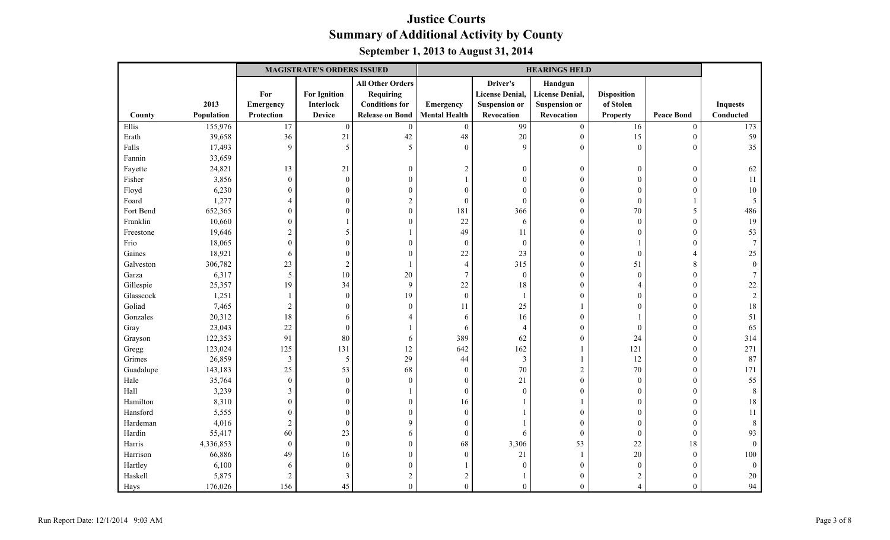# Justice Courts
## Summary of Additional Activity by County
### September 1, 2013 to August 31, 2014

| | | MAGISTRATE'S ORDERS ISSUED | | | HEARINGS HELD | | | | | |
|---|---|---|---|---|---|---|---|---|---|---|
| County | 2013 Population | For Emergency Protection | For Ignition Interlock Device | All Other Orders Requiring Conditions for Release on Bond | Emergency Mental Health | Driver's License Denial, Suspension or Revocation | Handgun License Denial, Suspension or Revocation | Disposition of Stolen Property | Peace Bond | Inquests Conducted |
| Ellis | 155,976 | 17 | 0 | 0 | 0 | 99 | 0 | 16 | 0 | 173 |
| Erath | 39,658 | 36 | 21 | 42 | 48 | 20 | 0 | 15 | 0 | 59 |
| Falls | 17,493 | 9 | 5 | 5 | 0 | 9 | 0 | 0 | 0 | 35 |
| Fannin | 33,659 | | | | | | | | | |
| Fayette | 24,821 | 13 | 21 | 0 | 2 | 0 | 0 | 0 | 0 | 62 |
| Fisher | 3,856 | 0 | 0 | 0 | 1 | 0 | 0 | 0 | 0 | 11 |
| Floyd | 6,230 | 0 | 0 | 0 | 0 | 0 | 0 | 0 | 0 | 10 |
| Foard | 1,277 | 4 | 0 | 2 | 0 | 0 | 0 | 0 | 1 | 5 |
| Fort Bend | 652,365 | 0 | 0 | 0 | 181 | 366 | 0 | 70 | 5 | 486 |
| Franklin | 10,660 | 0 | 1 | 0 | 22 | 6 | 0 | 0 | 0 | 19 |
| Freestone | 19,646 | 2 | 5 | 1 | 49 | 11 | 0 | 0 | 0 | 53 |
| Frio | 18,065 | 0 | 0 | 0 | 0 | 0 | 0 | 1 | 0 | 7 |
| Gaines | 18,921 | 6 | 0 | 0 | 22 | 23 | 0 | 0 | 4 | 25 |
| Galveston | 306,782 | 23 | 2 | 1 | 4 | 315 | 0 | 51 | 8 | 0 |
| Garza | 6,317 | 5 | 10 | 20 | 7 | 0 | 0 | 0 | 0 | 7 |
| Gillespie | 25,357 | 19 | 34 | 9 | 22 | 18 | 0 | 4 | 0 | 22 |
| Glasscock | 1,251 | 1 | 0 | 19 | 0 | 1 | 0 | 0 | 0 | 2 |
| Goliad | 7,465 | 2 | 0 | 0 | 11 | 25 | 1 | 0 | 0 | 18 |
| Gonzales | 20,312 | 18 | 6 | 4 | 6 | 16 | 0 | 1 | 0 | 51 |
| Gray | 23,043 | 22 | 0 | 1 | 6 | 4 | 0 | 0 | 0 | 65 |
| Grayson | 122,353 | 91 | 80 | 6 | 389 | 62 | 0 | 24 | 0 | 314 |
| Gregg | 123,024 | 125 | 131 | 12 | 642 | 162 | 1 | 121 | 0 | 271 |
| Grimes | 26,859 | 3 | 5 | 29 | 44 | 3 | 1 | 12 | 0 | 87 |
| Guadalupe | 143,183 | 25 | 53 | 68 | 0 | 70 | 2 | 70 | 0 | 171 |
| Hale | 35,764 | 0 | 0 | 0 | 0 | 21 | 0 | 0 | 0 | 55 |
| Hall | 3,239 | 3 | 0 | 1 | 0 | 0 | 0 | 0 | 0 | 8 |
| Hamilton | 8,310 | 0 | 0 | 0 | 16 | 1 | 1 | 0 | 0 | 18 |
| Hansford | 5,555 | 0 | 0 | 0 | 0 | 1 | 0 | 0 | 0 | 11 |
| Hardeman | 4,016 | 2 | 0 | 9 | 0 | 1 | 0 | 0 | 0 | 8 |
| Hardin | 55,417 | 60 | 23 | 6 | 0 | 6 | 0 | 0 | 0 | 93 |
| Harris | 4,336,853 | 0 | 0 | 0 | 68 | 3,306 | 53 | 22 | 18 | 0 |
| Harrison | 66,886 | 49 | 16 | 0 | 0 | 21 | 1 | 20 | 0 | 100 |
| Hartley | 6,100 | 6 | 0 | 0 | 1 | 0 | 0 | 0 | 0 | 0 |
| Haskell | 5,875 | 2 | 3 | 2 | 2 | 1 | 0 | 2 | 0 | 20 |
| Hays | 176,026 | 156 | 45 | 0 | 0 | 0 | 0 | 4 | 0 | 94 |

Run Report Date: 12/1/2014 9:03 AM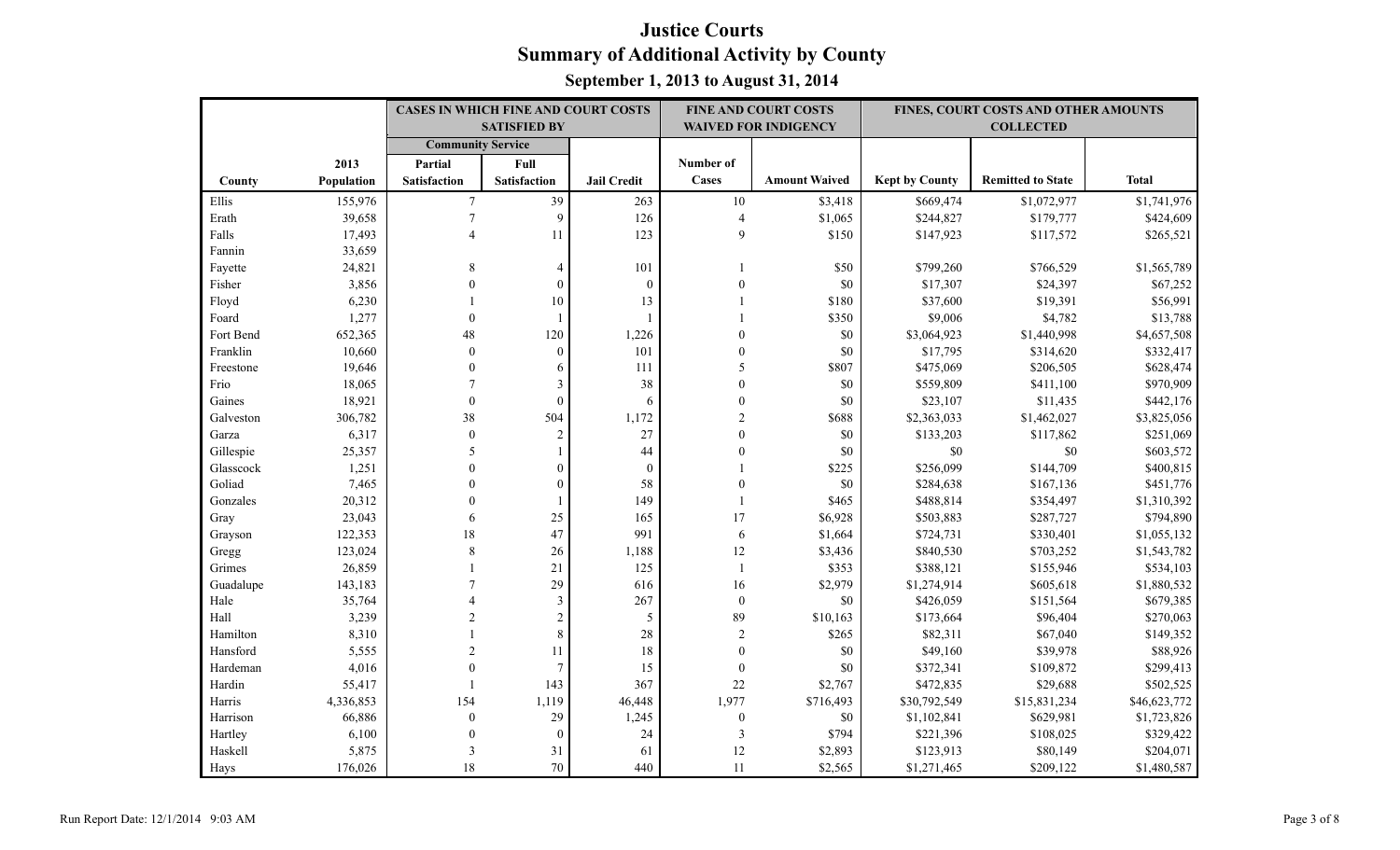# Justice Courts
## Summary of Additional Activity by County
### September 1, 2013 to August 31, 2014

| | | CASES IN WHICH FINE AND COURT COSTS SATISFIED BY | | | FINE AND COURT COSTS WAIVED FOR INDIGENCY | | FINES, COURT COSTS AND OTHER AMOUNTS COLLECTED | | |
|---|---|---|---|---|---|---|---|---|---|
| | | Community Service | | | | | | | |
| County | 2013 Population | Partial Satisfaction | Full Satisfaction | Jail Credit | Number of Cases | Amount Waived | Kept by County | Remitted to State | Total |
| Ellis | 155,976 | 7 | 39 | 263 | 10 | $3,418 | $669,474 | $1,072,977 | $1,741,976 |
| Erath | 39,658 | 7 | 9 | 126 | 4 | $1,065 | $244,827 | $179,777 | $424,609 |
| Falls | 17,493 | 4 | 11 | 123 | 9 | $150 | $147,923 | $117,572 | $265,521 |
| Fannin | 33,659 | | | | | | | | |
| Fayette | 24,821 | 8 | 4 | 101 | 1 | $50 | $799,260 | $766,529 | $1,565,789 |
| Fisher | 3,856 | 0 | 0 | 0 | 0 | $0 | $17,307 | $24,397 | $67,252 |
| Floyd | 6,230 | 1 | 10 | 13 | 1 | $180 | $37,600 | $19,391 | $56,991 |
| Foard | 1,277 | 0 | 1 | 1 | 1 | $350 | $9,006 | $4,782 | $13,788 |
| Fort Bend | 652,365 | 48 | 120 | 1,226 | 0 | $0 | $3,064,923 | $1,440,998 | $4,657,508 |
| Franklin | 10,660 | 0 | 0 | 101 | 0 | $0 | $17,795 | $314,620 | $332,417 |
| Freestone | 19,646 | 0 | 6 | 111 | 5 | $807 | $475,069 | $206,505 | $628,474 |
| Frio | 18,065 | 7 | 3 | 38 | 0 | $0 | $559,809 | $411,100 | $970,909 |
| Gaines | 18,921 | 0 | 0 | 6 | 0 | $0 | $23,107 | $11,435 | $442,176 |
| Galveston | 306,782 | 38 | 504 | 1,172 | 2 | $688 | $2,363,033 | $1,462,027 | $3,825,056 |
| Garza | 6,317 | 0 | 2 | 27 | 0 | $0 | $133,203 | $117,862 | $251,069 |
| Gillespie | 25,357 | 5 | 1 | 44 | 0 | $0 | $0 | $0 | $603,572 |
| Glasscock | 1,251 | 0 | 0 | 0 | 1 | $225 | $256,099 | $144,709 | $400,815 |
| Goliad | 7,465 | 0 | 0 | 58 | 0 | $0 | $284,638 | $167,136 | $451,776 |
| Gonzales | 20,312 | 0 | 1 | 149 | 1 | $465 | $488,814 | $354,497 | $1,310,392 |
| Gray | 23,043 | 6 | 25 | 165 | 17 | $6,928 | $503,883 | $287,727 | $794,890 |
| Grayson | 122,353 | 18 | 47 | 991 | 6 | $1,664 | $724,731 | $330,401 | $1,055,132 |
| Gregg | 123,024 | 8 | 26 | 1,188 | 12 | $3,436 | $840,530 | $703,252 | $1,543,782 |
| Grimes | 26,859 | 1 | 21 | 125 | 1 | $353 | $388,121 | $155,946 | $534,103 |
| Guadalupe | 143,183 | 7 | 29 | 616 | 16 | $2,979 | $1,274,914 | $605,618 | $1,880,532 |
| Hale | 35,764 | 4 | 3 | 267 | 0 | $0 | $426,059 | $151,564 | $679,385 |
| Hall | 3,239 | 2 | 2 | 5 | 89 | $10,163 | $173,664 | $96,404 | $270,063 |
| Hamilton | 8,310 | 1 | 8 | 28 | 2 | $265 | $82,311 | $67,040 | $149,352 |
| Hansford | 5,555 | 2 | 11 | 18 | 0 | $0 | $49,160 | $39,978 | $88,926 |
| Hardeman | 4,016 | 0 | 7 | 15 | 0 | $0 | $372,341 | $109,872 | $299,413 |
| Hardin | 55,417 | 1 | 143 | 367 | 22 | $2,767 | $472,835 | $29,688 | $502,525 |
| Harris | 4,336,853 | 154 | 1,119 | 46,448 | 1,977 | $716,493 | $30,792,549 | $15,831,234 | $46,623,772 |
| Harrison | 66,886 | 0 | 29 | 1,245 | 0 | $0 | $1,102,841 | $629,981 | $1,723,826 |
| Hartley | 6,100 | 0 | 0 | 24 | 3 | $794 | $221,396 | $108,025 | $329,422 |
| Haskell | 5,875 | 3 | 31 | 61 | 12 | $2,893 | $123,913 | $80,149 | $204,071 |
| Hays | 176,026 | 18 | 70 | 440 | 11 | $2,565 | $1,271,465 | $209,122 | $1,480,587 |

Run Report Date: 12/1/2014 9:03 AM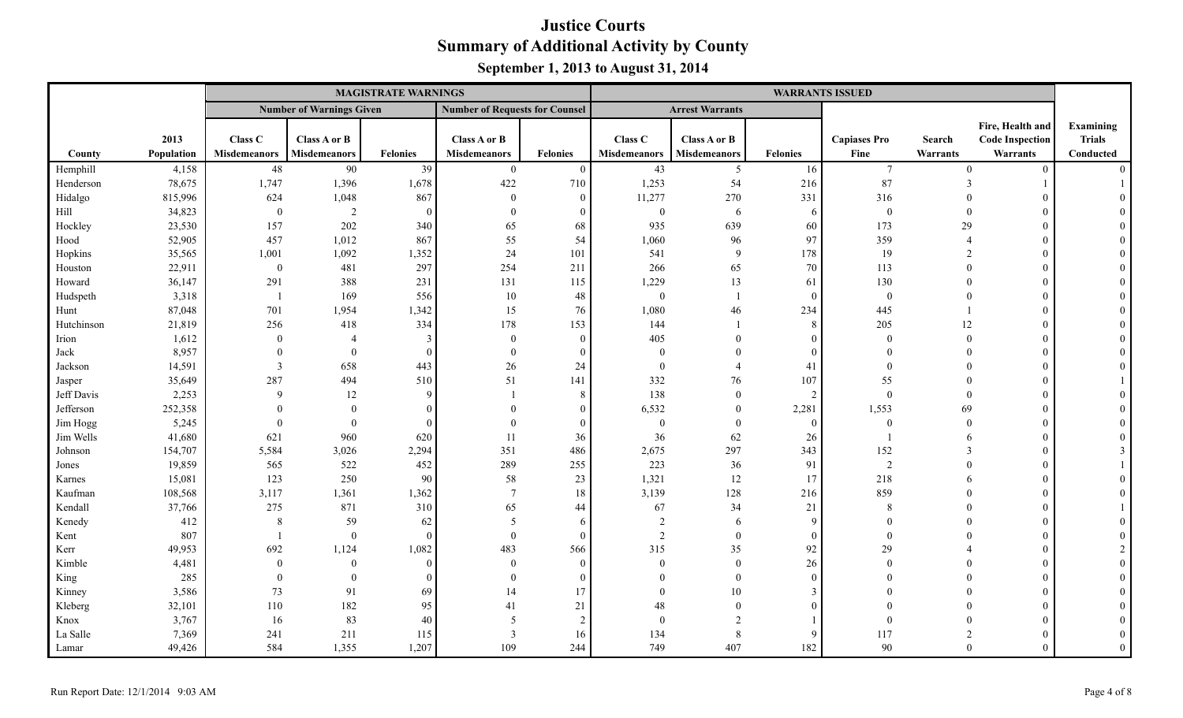# Justice Courts
## Summary of Additional Activity by County
### September 1, 2013 to August 31, 2014

| | | MAGISTRATE WARNINGS | | | | | WARRANTS ISSUED | | | | | | |
|---|---|---|---|---|---|---|---|---|---|---|---|---|---|
| | | Number of Warnings Given | | | Number of Requests for Counsel | | Arrest Warrants | | | | | | |
| County | 2013 Population | Class C Misdemeanors | Class A or B Misdemeanors | Felonies | Class A or B Misdemeanors | Felonies | Class C Misdemeanors | Class A or B Misdemeanors | Felonies | Capiases Pro Fine | Search Warrants | Fire, Health and Code Inspection Warrants | Examining Trials Conducted |
| Hemphill | 4,158 | 48 | 90 | 39 | 0 | 0 | 43 | 5 | 16 | 7 | 0 | 0 | 0 |
| Henderson | 78,675 | 1,747 | 1,396 | 1,678 | 422 | 710 | 1,253 | 54 | 216 | 87 | 3 | 1 | 1 |
| Hidalgo | 815,996 | 624 | 1,048 | 867 | 0 | 0 | 11,277 | 270 | 331 | 316 | 0 | 0 | 0 |
| Hill | 34,823 | 0 | 2 | 0 | 0 | 0 | 0 | 6 | 6 | 0 | 0 | 0 | 0 |
| Hockley | 23,530 | 157 | 202 | 340 | 65 | 68 | 935 | 639 | 60 | 173 | 29 | 0 | 0 |
| Hood | 52,905 | 457 | 1,012 | 867 | 55 | 54 | 1,060 | 96 | 97 | 359 | 4 | 0 | 0 |
| Hopkins | 35,565 | 1,001 | 1,092 | 1,352 | 24 | 101 | 541 | 9 | 178 | 19 | 2 | 0 | 0 |
| Houston | 22,911 | 0 | 481 | 297 | 254 | 211 | 266 | 65 | 70 | 113 | 0 | 0 | 0 |
| Howard | 36,147 | 291 | 388 | 231 | 131 | 115 | 1,229 | 13 | 61 | 130 | 0 | 0 | 0 |
| Hudspeth | 3,318 | 1 | 169 | 556 | 10 | 48 | 0 | 1 | 0 | 0 | 0 | 0 | 0 |
| Hunt | 87,048 | 701 | 1,954 | 1,342 | 15 | 76 | 1,080 | 46 | 234 | 445 | 1 | 0 | 0 |
| Hutchinson | 21,819 | 256 | 418 | 334 | 178 | 153 | 144 | 1 | 8 | 205 | 12 | 0 | 0 |
| Irion | 1,612 | 0 | 4 | 3 | 0 | 0 | 405 | 0 | 0 | 0 | 0 | 0 | 0 |
| Jack | 8,957 | 0 | 0 | 0 | 0 | 0 | 0 | 0 | 0 | 0 | 0 | 0 | 0 |
| Jackson | 14,591 | 3 | 658 | 443 | 26 | 24 | 0 | 4 | 41 | 0 | 0 | 0 | 0 |
| Jasper | 35,649 | 287 | 494 | 510 | 51 | 141 | 332 | 76 | 107 | 55 | 0 | 0 | 1 |
| Jeff Davis | 2,253 | 9 | 12 | 9 | 1 | 8 | 138 | 0 | 2 | 0 | 0 | 0 | 0 |
| Jefferson | 252,358 | 0 | 0 | 0 | 0 | 0 | 6,532 | 0 | 2,281 | 1,553 | 69 | 0 | 0 |
| Jim Hogg | 5,245 | 0 | 0 | 0 | 0 | 0 | 0 | 0 | 0 | 0 | 0 | 0 | 0 |
| Jim Wells | 41,680 | 621 | 960 | 620 | 11 | 36 | 36 | 62 | 26 | 1 | 6 | 0 | 0 |
| Johnson | 154,707 | 5,584 | 3,026 | 2,294 | 351 | 486 | 2,675 | 297 | 343 | 152 | 3 | 0 | 3 |
| Jones | 19,859 | 565 | 522 | 452 | 289 | 255 | 223 | 36 | 91 | 2 | 0 | 0 | 1 |
| Karnes | 15,081 | 123 | 250 | 90 | 58 | 23 | 1,321 | 12 | 17 | 218 | 6 | 0 | 0 |
| Kaufman | 108,568 | 3,117 | 1,361 | 1,362 | 7 | 18 | 3,139 | 128 | 216 | 859 | 0 | 0 | 0 |
| Kendall | 37,766 | 275 | 871 | 310 | 65 | 44 | 67 | 34 | 21 | 8 | 0 | 0 | 1 |
| Kenedy | 412 | 8 | 59 | 62 | 5 | 6 | 2 | 6 | 9 | 0 | 0 | 0 | 0 |
| Kent | 807 | 1 | 0 | 0 | 0 | 0 | 2 | 0 | 0 | 0 | 0 | 0 | 0 |
| Kerr | 49,953 | 692 | 1,124 | 1,082 | 483 | 566 | 315 | 35 | 92 | 29 | 4 | 0 | 2 |
| Kimble | 4,481 | 0 | 0 | 0 | 0 | 0 | 0 | 0 | 26 | 0 | 0 | 0 | 0 |
| King | 285 | 0 | 0 | 0 | 0 | 0 | 0 | 0 | 0 | 0 | 0 | 0 | 0 |
| Kinney | 3,586 | 73 | 91 | 69 | 14 | 17 | 0 | 10 | 3 | 0 | 0 | 0 | 0 |
| Kleberg | 32,101 | 110 | 182 | 95 | 41 | 21 | 48 | 0 | 0 | 0 | 0 | 0 | 0 |
| Knox | 3,767 | 16 | 83 | 40 | 5 | 2 | 0 | 2 | 1 | 0 | 0 | 0 | 0 |
| La Salle | 7,369 | 241 | 211 | 115 | 3 | 16 | 134 | 8 | 9 | 117 | 2 | 0 | 0 |
| Lamar | 49,426 | 584 | 1,355 | 1,207 | 109 | 244 | 749 | 407 | 182 | 90 | 0 | 0 | 0 |

Run Report Date: 12/1/2014 9:03 AM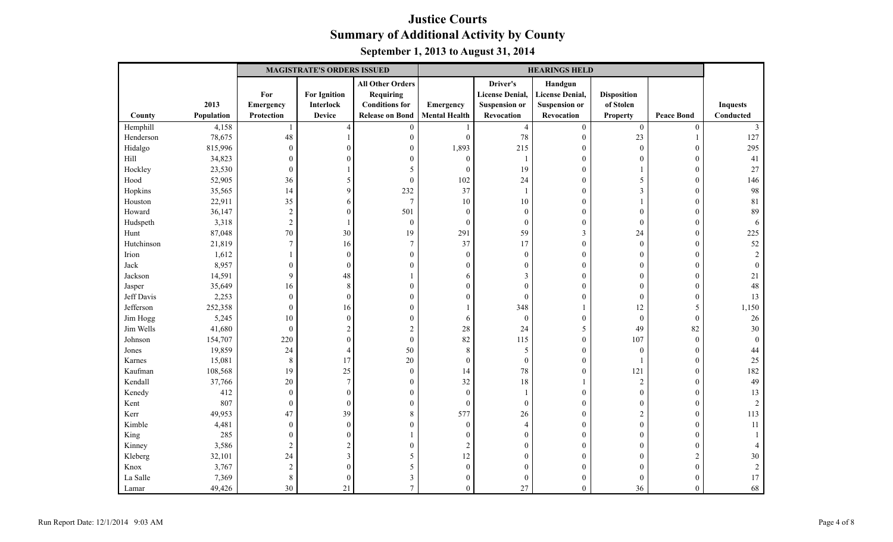# Justice Courts
## Summary of Additional Activity by County
### September 1, 2013 to August 31, 2014

| | | MAGISTRATE'S ORDERS ISSUED | | | HEARINGS HELD | | | | | |
|---|---|---|---|---|---|---|---|---|---|---|
| County | 2013 Population | For Emergency Protection | For Ignition Interlock Device | All Other Orders Requiring Conditions for Release on Bond | Emergency Mental Health | Driver's License Denial, Suspension or Revocation | Handgun License Denial, Suspension or Revocation | Disposition of Stolen Property | Peace Bond | Inquests Conducted |
| Hemphill | 4,158 | 1 | 4 | 0 | 1 | 4 | 0 | 0 | 0 | 3 |
| Henderson | 78,675 | 48 | 1 | 0 | 0 | 78 | 0 | 23 | 1 | 127 |
| Hidalgo | 815,996 | 0 | 0 | 0 | 1,893 | 215 | 0 | 0 | 0 | 295 |
| Hill | 34,823 | 0 | 0 | 0 | 0 | 1 | 0 | 0 | 0 | 41 |
| Hockley | 23,530 | 0 | 1 | 5 | 0 | 19 | 0 | 1 | 0 | 27 |
| Hood | 52,905 | 36 | 5 | 0 | 102 | 24 | 0 | 5 | 0 | 146 |
| Hopkins | 35,565 | 14 | 9 | 232 | 37 | 1 | 0 | 3 | 0 | 98 |
| Houston | 22,911 | 35 | 6 | 7 | 10 | 10 | 0 | 1 | 0 | 81 |
| Howard | 36,147 | 2 | 0 | 501 | 0 | 0 | 0 | 0 | 0 | 89 |
| Hudspeth | 3,318 | 2 | 1 | 0 | 0 | 0 | 0 | 0 | 0 | 6 |
| Hunt | 87,048 | 70 | 30 | 19 | 291 | 59 | 3 | 24 | 0 | 225 |
| Hutchinson | 21,819 | 7 | 16 | 7 | 37 | 17 | 0 | 0 | 0 | 52 |
| Irion | 1,612 | 1 | 0 | 0 | 0 | 0 | 0 | 0 | 0 | 2 |
| Jack | 8,957 | 0 | 0 | 0 | 0 | 0 | 0 | 0 | 0 | 0 |
| Jackson | 14,591 | 9 | 48 | 1 | 6 | 3 | 0 | 0 | 0 | 21 |
| Jasper | 35,649 | 16 | 8 | 0 | 0 | 0 | 0 | 0 | 0 | 48 |
| Jeff Davis | 2,253 | 0 | 0 | 0 | 0 | 0 | 0 | 0 | 0 | 13 |
| Jefferson | 252,358 | 0 | 16 | 0 | 1 | 348 | 1 | 12 | 5 | 1,150 |
| Jim Hogg | 5,245 | 10 | 0 | 0 | 6 | 0 | 0 | 0 | 0 | 26 |
| Jim Wells | 41,680 | 0 | 2 | 2 | 28 | 24 | 5 | 49 | 82 | 30 |
| Johnson | 154,707 | 220 | 0 | 0 | 82 | 115 | 0 | 107 | 0 | 0 |
| Jones | 19,859 | 24 | 4 | 50 | 8 | 5 | 0 | 0 | 0 | 44 |
| Karnes | 15,081 | 8 | 17 | 20 | 0 | 0 | 0 | 1 | 0 | 25 |
| Kaufman | 108,568 | 19 | 25 | 0 | 14 | 78 | 0 | 121 | 0 | 182 |
| Kendall | 37,766 | 20 | 7 | 0 | 32 | 18 | 1 | 2 | 0 | 49 |
| Kenedy | 412 | 0 | 0 | 0 | 0 | 1 | 0 | 0 | 0 | 13 |
| Kent | 807 | 0 | 0 | 0 | 0 | 0 | 0 | 0 | 0 | 2 |
| Kerr | 49,953 | 47 | 39 | 8 | 577 | 26 | 0 | 2 | 0 | 113 |
| Kimble | 4,481 | 0 | 0 | 0 | 0 | 4 | 0 | 0 | 0 | 11 |
| King | 285 | 0 | 0 | 1 | 0 | 0 | 0 | 0 | 0 | 1 |
| Kinney | 3,586 | 2 | 2 | 0 | 2 | 0 | 0 | 0 | 0 | 4 |
| Kleberg | 32,101 | 24 | 3 | 5 | 12 | 0 | 0 | 0 | 2 | 30 |
| Knox | 3,767 | 2 | 0 | 5 | 0 | 0 | 0 | 0 | 0 | 2 |
| La Salle | 7,369 | 8 | 0 | 3 | 0 | 0 | 0 | 0 | 0 | 17 |
| Lamar | 49,426 | 30 | 21 | 7 | 0 | 27 | 0 | 36 | 0 | 68 |

Run Report Date: 12/1/2014 9:03 AM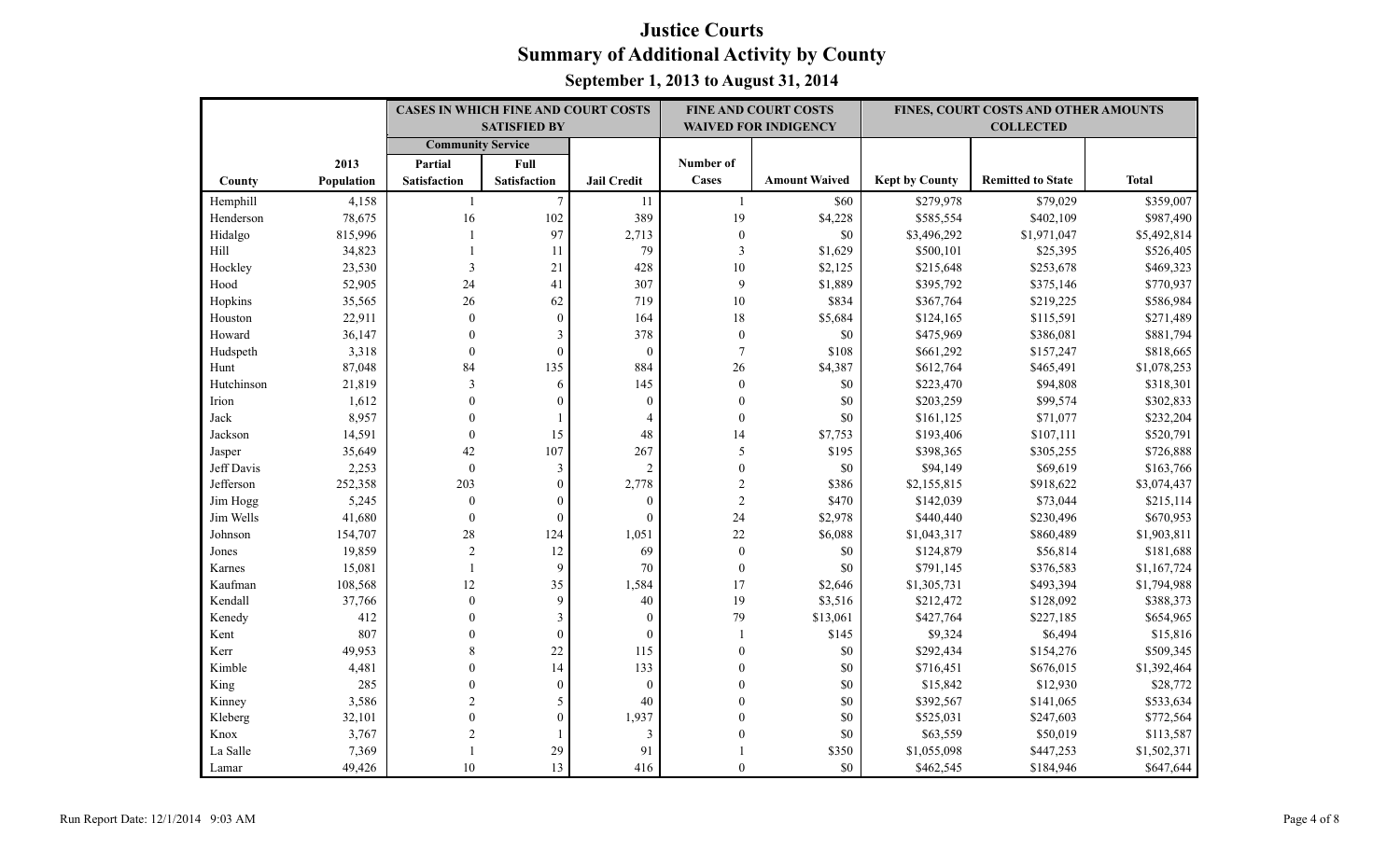# Justice Courts
## Summary of Additional Activity by County
### September 1, 2013 to August 31, 2014

| | | CASES IN WHICH FINE AND COURT COSTS SATISFIED BY | | | FINE AND COURT COSTS WAIVED FOR INDIGENCY | | FINES, COURT COSTS AND OTHER AMOUNTS COLLECTED | | |
|---|---|---|---|---|---|---|---|---|---|
| | | Community Service | | | | | | | |
| County | 2013 Population | Partial Satisfaction | Full Satisfaction | Jail Credit | Number of Cases | Amount Waived | Kept by County | Remitted to State | Total |
| Hemphill | 4,158 | 1 | 7 | 11 | 1 | $60 | $279,978 | $79,029 | $359,007 |
| Henderson | 78,675 | 16 | 102 | 389 | 19 | $4,228 | $585,554 | $402,109 | $987,490 |
| Hidalgo | 815,996 | 1 | 97 | 2,713 | 0 | $0 | $3,496,292 | $1,971,047 | $5,492,814 |
| Hill | 34,823 | 1 | 11 | 79 | 3 | $1,629 | $500,101 | $25,395 | $526,405 |
| Hockley | 23,530 | 3 | 21 | 428 | 10 | $2,125 | $215,648 | $253,678 | $469,323 |
| Hood | 52,905 | 24 | 41 | 307 | 9 | $1,889 | $395,792 | $375,146 | $770,937 |
| Hopkins | 35,565 | 26 | 62 | 719 | 10 | $834 | $367,764 | $219,225 | $586,984 |
| Houston | 22,911 | 0 | 0 | 164 | 18 | $5,684 | $124,165 | $115,591 | $271,489 |
| Howard | 36,147 | 0 | 3 | 378 | 0 | $0 | $475,969 | $386,081 | $881,794 |
| Hudspeth | 3,318 | 0 | 0 | 0 | 7 | $108 | $661,292 | $157,247 | $818,665 |
| Hunt | 87,048 | 84 | 135 | 884 | 26 | $4,387 | $612,764 | $465,491 | $1,078,253 |
| Hutchinson | 21,819 | 3 | 6 | 145 | 0 | $0 | $223,470 | $94,808 | $318,301 |
| Irion | 1,612 | 0 | 0 | 0 | 0 | $0 | $203,259 | $99,574 | $302,833 |
| Jack | 8,957 | 0 | 1 | 4 | 0 | $0 | $161,125 | $71,077 | $232,204 |
| Jackson | 14,591 | 0 | 15 | 48 | 14 | $7,753 | $193,406 | $107,111 | $520,791 |
| Jasper | 35,649 | 42 | 107 | 267 | 5 | $195 | $398,365 | $305,255 | $726,888 |
| Jeff Davis | 2,253 | 0 | 3 | 2 | 0 | $0 | $94,149 | $69,619 | $163,766 |
| Jefferson | 252,358 | 203 | 0 | 2,778 | 2 | $386 | $2,155,815 | $918,622 | $3,074,437 |
| Jim Hogg | 5,245 | 0 | 0 | 0 | 2 | $470 | $142,039 | $73,044 | $215,114 |
| Jim Wells | 41,680 | 0 | 0 | 0 | 24 | $2,978 | $440,440 | $230,496 | $670,953 |
| Johnson | 154,707 | 28 | 124 | 1,051 | 22 | $6,088 | $1,043,317 | $860,489 | $1,903,811 |
| Jones | 19,859 | 2 | 12 | 69 | 0 | $0 | $124,879 | $56,814 | $181,688 |
| Karnes | 15,081 | 1 | 9 | 70 | 0 | $0 | $791,145 | $376,583 | $1,167,724 |
| Kaufman | 108,568 | 12 | 35 | 1,584 | 17 | $2,646 | $1,305,731 | $493,394 | $1,794,988 |
| Kendall | 37,766 | 0 | 9 | 40 | 19 | $3,516 | $212,472 | $128,092 | $388,373 |
| Kenedy | 412 | 0 | 3 | 0 | 79 | $13,061 | $427,764 | $227,185 | $654,965 |
| Kent | 807 | 0 | 0 | 0 | 1 | $145 | $9,324 | $6,494 | $15,816 |
| Kerr | 49,953 | 8 | 22 | 115 | 0 | $0 | $292,434 | $154,276 | $509,345 |
| Kimble | 4,481 | 0 | 14 | 133 | 0 | $0 | $716,451 | $676,015 | $1,392,464 |
| King | 285 | 0 | 0 | 0 | 0 | $0 | $15,842 | $12,930 | $28,772 |
| Kinney | 3,586 | 2 | 5 | 40 | 0 | $0 | $392,567 | $141,065 | $533,634 |
| Kleberg | 32,101 | 0 | 0 | 1,937 | 0 | $0 | $525,031 | $247,603 | $772,564 |
| Knox | 3,767 | 2 | 1 | 3 | 0 | $0 | $63,559 | $50,019 | $113,587 |
| La Salle | 7,369 | 1 | 29 | 91 | 1 | $350 | $1,055,098 | $447,253 | $1,502,371 |
| Lamar | 49,426 | 10 | 13 | 416 | 0 | $0 | $462,545 | $184,946 | $647,644 |

Run Report Date: 12/1/2014 9:03 AM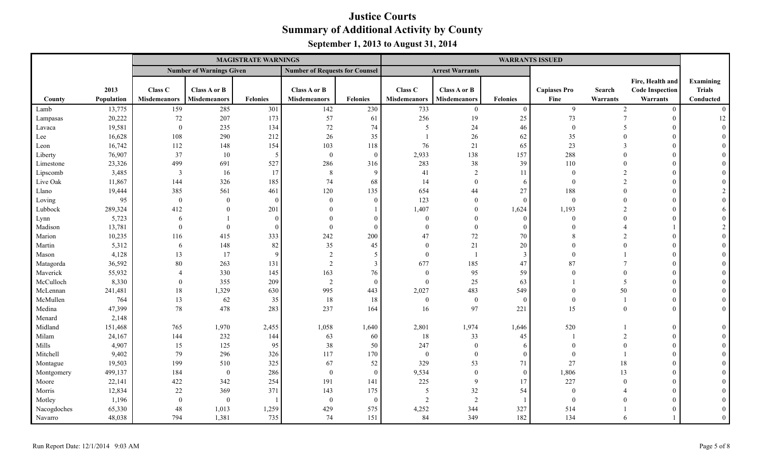# Justice Courts
## Summary of Additional Activity by County
### September 1, 2013 to August 31, 2014

| | | MAGISTRATE WARNINGS | | | | | WARRANTS ISSUED | | | | | | |
|---|---|---|---|---|---|---|---|---|---|---|---|---|---|
| | | Number of Warnings Given | | | Number of Requests for Counsel | | Arrest Warrants | | | | | | |
| County | 2013 Population | Class C Misdemeanors | Class A or B Misdemeanors | Felonies | Class A or B Misdemeanors | Felonies | Class C Misdemeanors | Class A or B Misdemeanors | Felonies | Capiases Pro Fine | Search Warrants | Fire, Health and Code Inspection Warrants | Examining Trials Conducted |
| Lamb | 13,775 | 159 | 285 | 301 | 142 | 230 | 733 | 0 | 0 | 9 | 2 | 0 | 0 |
| Lampasas | 20,222 | 72 | 207 | 173 | 57 | 61 | 256 | 19 | 25 | 73 | 7 | 0 | 12 |
| Lavaca | 19,581 | 0 | 235 | 134 | 72 | 74 | 5 | 24 | 46 | 0 | 5 | 0 | 0 |
| Lee | 16,628 | 108 | 290 | 212 | 26 | 35 | 1 | 26 | 62 | 35 | 0 | 0 | 0 |
| Leon | 16,742 | 112 | 148 | 154 | 103 | 118 | 76 | 21 | 65 | 23 | 3 | 0 | 0 |
| Liberty | 76,907 | 37 | 10 | 5 | 0 | 0 | 2,933 | 138 | 157 | 288 | 0 | 0 | 0 |
| Limestone | 23,326 | 499 | 691 | 527 | 286 | 316 | 283 | 38 | 39 | 110 | 0 | 0 | 0 |
| Lipscomb | 3,485 | 3 | 16 | 17 | 8 | 9 | 41 | 2 | 11 | 0 | 2 | 0 | 0 |
| Live Oak | 11,867 | 144 | 326 | 185 | 74 | 68 | 14 | 0 | 6 | 0 | 2 | 0 | 0 |
| Llano | 19,444 | 385 | 561 | 461 | 120 | 135 | 654 | 44 | 27 | 188 | 0 | 0 | 2 |
| Loving | 95 | 0 | 0 | 0 | 0 | 0 | 123 | 0 | 0 | 0 | 0 | 0 | 0 |
| Lubbock | 289,324 | 412 | 0 | 201 | 0 | 1 | 1,407 | 0 | 1,624 | 1,193 | 2 | 0 | 6 |
| Lynn | 5,723 | 6 | 1 | 0 | 0 | 0 | 0 | 0 | 0 | 0 | 0 | 0 | 0 |
| Madison | 13,781 | 0 | 0 | 0 | 0 | 0 | 0 | 0 | 0 | 0 | 4 | 1 | 2 |
| Marion | 10,235 | 116 | 415 | 333 | 242 | 200 | 47 | 72 | 70 | 8 | 2 | 0 | 0 |
| Martin | 5,312 | 6 | 148 | 82 | 35 | 45 | 0 | 21 | 20 | 0 | 0 | 0 | 0 |
| Mason | 4,128 | 13 | 17 | 9 | 2 | 5 | 0 | 1 | 3 | 0 | 1 | 0 | 0 |
| Matagorda | 36,592 | 80 | 263 | 131 | 2 | 3 | 677 | 185 | 47 | 87 | 7 | 0 | 0 |
| Maverick | 55,932 | 4 | 330 | 145 | 163 | 76 | 0 | 95 | 59 | 0 | 0 | 0 | 0 |
| McCulloch | 8,330 | 0 | 355 | 209 | 2 | 0 | 0 | 25 | 63 | 1 | 5 | 0 | 0 |
| McLennan | 241,481 | 18 | 1,329 | 630 | 995 | 443 | 2,027 | 483 | 549 | 0 | 50 | 0 | 0 |
| McMullen | 764 | 13 | 62 | 35 | 18 | 18 | 0 | 0 | 0 | 0 | 1 | 0 | 0 |
| Medina | 47,399 | 78 | 478 | 283 | 237 | 164 | 16 | 97 | 221 | 15 | 0 | 0 | 0 |
| Menard | 2,148 | | | | | | | | | | | | |
| Midland | 151,468 | 765 | 1,970 | 2,455 | 1,058 | 1,640 | 2,801 | 1,974 | 1,646 | 520 | 1 | 0 | 0 |
| Milam | 24,167 | 144 | 232 | 144 | 63 | 60 | 18 | 33 | 45 | 1 | 2 | 0 | 0 |
| Mills | 4,907 | 15 | 125 | 95 | 38 | 50 | 247 | 0 | 6 | 0 | 0 | 0 | 0 |
| Mitchell | 9,402 | 79 | 296 | 326 | 117 | 170 | 0 | 0 | 0 | 0 | 1 | 0 | 0 |
| Montague | 19,503 | 199 | 510 | 325 | 67 | 52 | 329 | 53 | 71 | 27 | 18 | 0 | 0 |
| Montgomery | 499,137 | 184 | 0 | 286 | 0 | 0 | 9,534 | 0 | 0 | 1,806 | 13 | 0 | 0 |
| Moore | 22,141 | 422 | 342 | 254 | 191 | 141 | 225 | 9 | 17 | 227 | 0 | 0 | 0 |
| Morris | 12,834 | 22 | 369 | 371 | 143 | 175 | 5 | 32 | 54 | 0 | 4 | 0 | 0 |
| Motley | 1,196 | 0 | 0 | 1 | 0 | 0 | 2 | 2 | 1 | 0 | 0 | 0 | 0 |
| Nacogdoches | 65,330 | 48 | 1,013 | 1,259 | 429 | 575 | 4,252 | 344 | 327 | 514 | 1 | 0 | 0 |
| Navarro | 48,038 | 794 | 1,381 | 735 | 74 | 151 | 84 | 349 | 182 | 134 | 6 | 1 | 0 |

Run Report Date: 12/1/2014 9:03 AM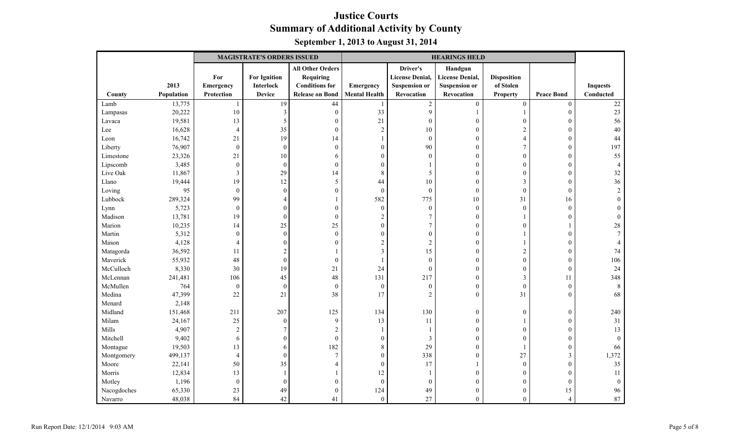# Justice Courts
## Summary of Additional Activity by County
### September 1, 2013 to August 31, 2014

| | | MAGISTRATE'S ORDERS ISSUED | | | HEARINGS HELD | | | | | |
|---|---|---|---|---|---|---|---|---|---|---|
| County | 2013 Population | For Emergency Protection | For Ignition Interlock Device | All Other Orders Requiring Conditions for Release on Bond | Emergency Mental Health | Driver's License Denial, Suspension or Revocation | Handgun License Denial, Suspension or Revocation | Disposition of Stolen Property | Peace Bond | Inquests Conducted |
| Lamb | 13,775 | 1 | 19 | 44 | 1 | 2 | 0 | 0 | 0 | 22 |
| Lampasas | 20,222 | 10 | 3 | 0 | 33 | 9 | 1 | 1 | 0 | 23 |
| Lavaca | 19,581 | 13 | 5 | 0 | 21 | 0 | 0 | 0 | 0 | 56 |
| Lee | 16,628 | 4 | 35 | 0 | 2 | 10 | 0 | 2 | 0 | 40 |
| Leon | 16,742 | 21 | 19 | 14 | 1 | 0 | 0 | 4 | 0 | 44 |
| Liberty | 76,907 | 0 | 0 | 0 | 0 | 90 | 0 | 7 | 0 | 197 |
| Limestone | 23,326 | 21 | 10 | 6 | 0 | 0 | 0 | 0 | 0 | 55 |
| Lipscomb | 3,485 | 0 | 0 | 0 | 0 | 1 | 0 | 0 | 0 | 4 |
| Live Oak | 11,867 | 3 | 29 | 14 | 8 | 5 | 0 | 0 | 0 | 32 |
| Llano | 19,444 | 19 | 12 | 5 | 44 | 10 | 0 | 3 | 0 | 36 |
| Loving | 95 | 0 | 0 | 0 | 0 | 0 | 0 | 0 | 0 | 2 |
| Lubbock | 289,324 | 99 | 4 | 1 | 582 | 775 | 10 | 31 | 16 | 0 |
| Lynn | 5,723 | 0 | 0 | 0 | 0 | 0 | 0 | 0 | 0 | 0 |
| Madison | 13,781 | 19 | 0 | 0 | 2 | 7 | 0 | 1 | 0 | 0 |
| Marion | 10,235 | 14 | 25 | 25 | 0 | 7 | 0 | 0 | 1 | 28 |
| Martin | 5,312 | 0 | 0 | 0 | 0 | 0 | 0 | 1 | 0 | 7 |
| Mason | 4,128 | 4 | 0 | 0 | 2 | 2 | 0 | 1 | 0 | 4 |
| Matagorda | 36,592 | 11 | 2 | 1 | 3 | 15 | 0 | 2 | 0 | 74 |
| Maverick | 55,932 | 48 | 0 | 0 | 1 | 0 | 0 | 0 | 0 | 106 |
| McCulloch | 8,330 | 30 | 19 | 21 | 24 | 0 | 0 | 0 | 0 | 24 |
| McLennan | 241,481 | 106 | 45 | 48 | 131 | 217 | 0 | 3 | 11 | 348 |
| McMullen | 764 | 0 | 0 | 0 | 0 | 0 | 0 | 0 | 0 | 8 |
| Medina | 47,399 | 22 | 21 | 38 | 17 | 2 | 0 | 31 | 0 | 68 |
| Menard | 2,148 | | | | | | | | | |
| Midland | 151,468 | 211 | 207 | 125 | 134 | 130 | 0 | 0 | 0 | 240 |
| Milam | 24,167 | 25 | 0 | 9 | 13 | 11 | 0 | 1 | 0 | 31 |
| Mills | 4,907 | 2 | 7 | 2 | 1 | 1 | 0 | 0 | 0 | 13 |
| Mitchell | 9,402 | 6 | 0 | 0 | 0 | 3 | 0 | 0 | 0 | 0 |
| Montague | 19,503 | 13 | 6 | 182 | 8 | 29 | 0 | 1 | 0 | 66 |
| Montgomery | 499,137 | 4 | 0 | 7 | 0 | 338 | 0 | 27 | 3 | 1,372 |
| Moore | 22,141 | 50 | 35 | 4 | 0 | 17 | 1 | 0 | 0 | 35 |
| Morris | 12,834 | 13 | 1 | 1 | 12 | 1 | 0 | 0 | 0 | 11 |
| Motley | 1,196 | 0 | 0 | 0 | 0 | 0 | 0 | 0 | 0 | 0 |
| Nacogdoches | 65,330 | 23 | 49 | 0 | 124 | 49 | 0 | 0 | 15 | 96 |
| Navarro | 48,038 | 84 | 42 | 41 | 0 | 27 | 0 | 0 | 4 | 87 |

Run Report Date: 12/1/2014 9:03 AM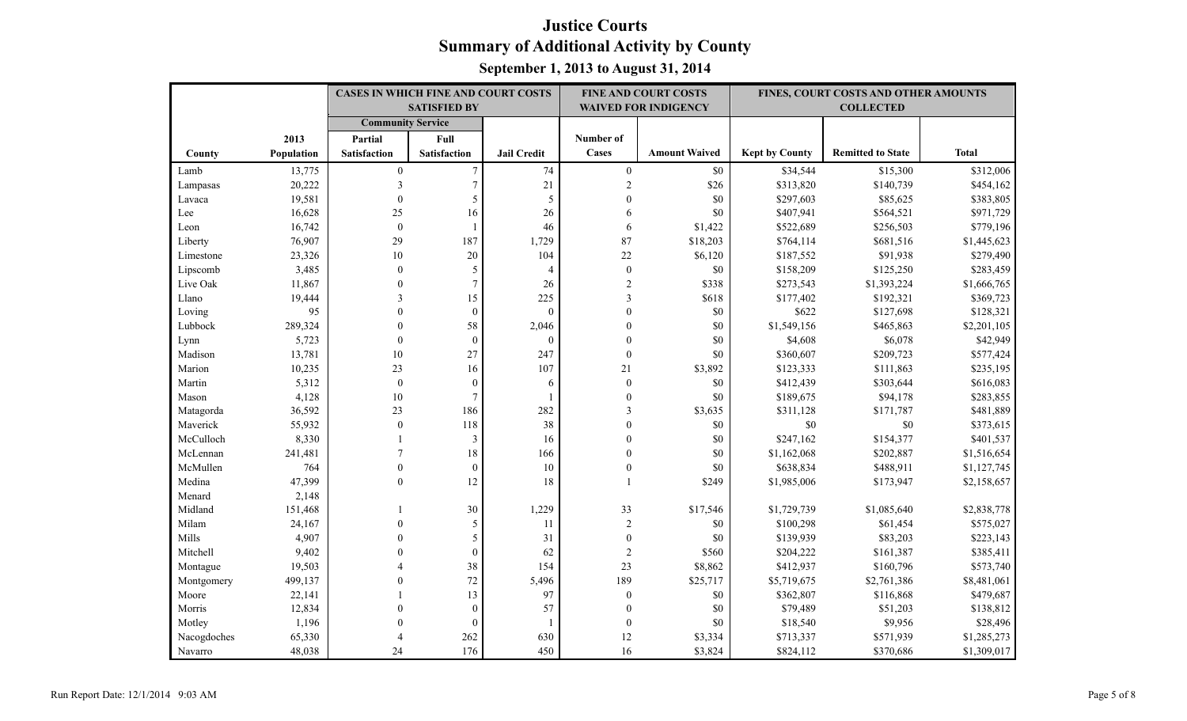# Justice Courts
## Summary of Additional Activity by County
### September 1, 2013 to August 31, 2014

| | | CASES IN WHICH FINE AND COURT COSTS SATISFIED BY | | | FINE AND COURT COSTS WAIVED FOR INDIGENCY | | FINES, COURT COSTS AND OTHER AMOUNTS COLLECTED | | |
|---|---|---|---|---|---|---|---|---|---|
| | | Community Service | | | | | | | |
| County | 2013 Population | Partial Satisfaction | Full Satisfaction | Jail Credit | Number of Cases | Amount Waived | Kept by County | Remitted to State | Total |
| Lamb | 13,775 | 0 | 7 | 74 | 0 | $0 | $34,544 | $15,300 | $312,006 |
| Lampasas | 20,222 | 3 | 7 | 21 | 2 | $26 | $313,820 | $140,739 | $454,162 |
| Lavaca | 19,581 | 0 | 5 | 5 | 0 | $0 | $297,603 | $85,625 | $383,805 |
| Lee | 16,628 | 25 | 16 | 26 | 6 | $0 | $407,941 | $564,521 | $971,729 |
| Leon | 16,742 | 0 | 1 | 46 | 6 | $1,422 | $522,689 | $256,503 | $779,196 |
| Liberty | 76,907 | 29 | 187 | 1,729 | 87 | $18,203 | $764,114 | $681,516 | $1,445,623 |
| Limestone | 23,326 | 10 | 20 | 104 | 22 | $6,120 | $187,552 | $91,938 | $279,490 |
| Lipscomb | 3,485 | 0 | 5 | 4 | 0 | $0 | $158,209 | $125,250 | $283,459 |
| Live Oak | 11,867 | 0 | 7 | 26 | 2 | $338 | $273,543 | $1,393,224 | $1,666,765 |
| Llano | 19,444 | 3 | 15 | 225 | 3 | $618 | $177,402 | $192,321 | $369,723 |
| Loving | 95 | 0 | 0 | 0 | 0 | $0 | $622 | $127,698 | $128,321 |
| Lubbock | 289,324 | 0 | 58 | 2,046 | 0 | $0 | $1,549,156 | $465,863 | $2,201,105 |
| Lynn | 5,723 | 0 | 0 | 0 | 0 | $0 | $4,608 | $6,078 | $42,949 |
| Madison | 13,781 | 10 | 27 | 247 | 0 | $0 | $360,607 | $209,723 | $577,424 |
| Marion | 10,235 | 23 | 16 | 107 | 21 | $3,892 | $123,333 | $111,863 | $235,195 |
| Martin | 5,312 | 0 | 0 | 6 | 0 | $0 | $412,439 | $303,644 | $616,083 |
| Mason | 4,128 | 10 | 7 | 1 | 0 | $0 | $189,675 | $94,178 | $283,855 |
| Matagorda | 36,592 | 23 | 186 | 282 | 3 | $3,635 | $311,128 | $171,787 | $481,889 |
| Maverick | 55,932 | 0 | 118 | 38 | 0 | $0 | $0 | $0 | $373,615 |
| McCulloch | 8,330 | 1 | 3 | 16 | 0 | $0 | $247,162 | $154,377 | $401,537 |
| McLennan | 241,481 | 7 | 18 | 166 | 0 | $0 | $1,162,068 | $202,887 | $1,516,654 |
| McMullen | 764 | 0 | 0 | 10 | 0 | $0 | $638,834 | $488,911 | $1,127,745 |
| Medina | 47,399 | 0 | 12 | 18 | 1 | $249 | $1,985,006 | $173,947 | $2,158,657 |
| Menard | 2,148 | | | | | | | | |
| Midland | 151,468 | 1 | 30 | 1,229 | 33 | $17,546 | $1,729,739 | $1,085,640 | $2,838,778 |
| Milam | 24,167 | 0 | 5 | 11 | 2 | $0 | $100,298 | $61,454 | $575,027 |
| Mills | 4,907 | 0 | 5 | 31 | 0 | $0 | $139,939 | $83,203 | $223,143 |
| Mitchell | 9,402 | 0 | 0 | 62 | 2 | $560 | $204,222 | $161,387 | $385,411 |
| Montague | 19,503 | 4 | 38 | 154 | 23 | $8,862 | $412,937 | $160,796 | $573,740 |
| Montgomery | 499,137 | 0 | 72 | 5,496 | 189 | $25,717 | $5,719,675 | $2,761,386 | $8,481,061 |
| Moore | 22,141 | 1 | 13 | 97 | 0 | $0 | $362,807 | $116,868 | $479,687 |
| Morris | 12,834 | 0 | 0 | 57 | 0 | $0 | $79,489 | $51,203 | $138,812 |
| Motley | 1,196 | 0 | 0 | 1 | 0 | $0 | $18,540 | $9,956 | $28,496 |
| Nacogdoches | 65,330 | 4 | 262 | 630 | 12 | $3,334 | $713,337 | $571,939 | $1,285,273 |
| Navarro | 48,038 | 24 | 176 | 450 | 16 | $3,824 | $824,112 | $370,686 | $1,309,017 |

Run Report Date: 12/1/2014 9:03 AM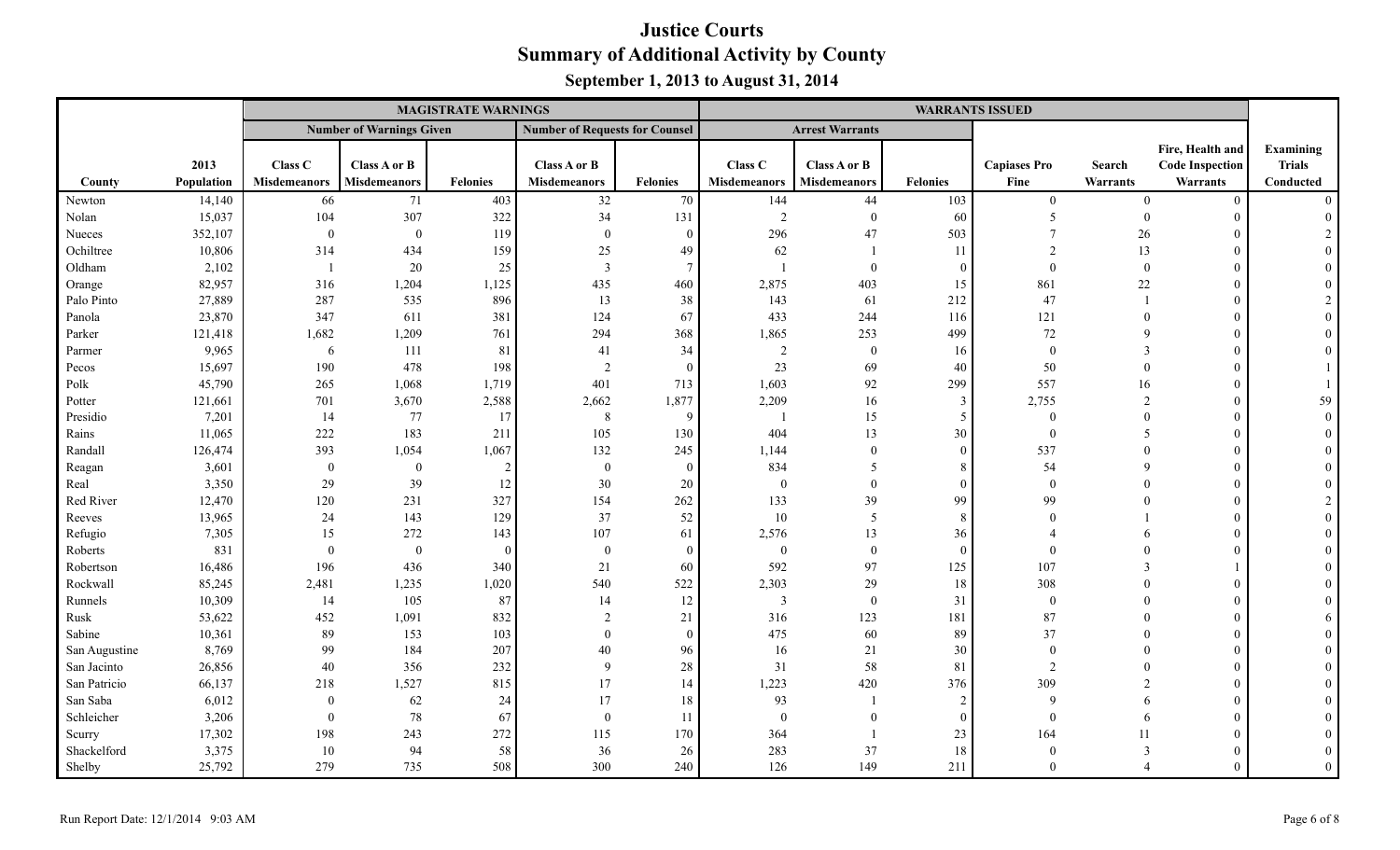# Justice Courts
## Summary of Additional Activity by County
### September 1, 2013 to August 31, 2014

| | | MAGISTRATE WARNINGS | | | | | WARRANTS ISSUED | | | | | | |
|---|---|---|---|---|---|---|---|---|---|---|---|---|---|
| | | Number of Warnings Given | | | Number of Requests for Counsel | | Arrest Warrants | | | | | | |
| County | 2013 Population | Class C Misdemeanors | Class A or B Misdemeanors | Felonies | Class A or B Misdemeanors | Felonies | Class C Misdemeanors | Class A or B Misdemeanors | Felonies | Capiases Pro Fine | Search Warrants | Fire, Health and Code Inspection Warrants | Examining Trials Conducted |
| Newton | 14,140 | 66 | 71 | 403 | 32 | 70 | 144 | 44 | 103 | 0 | 0 | 0 | 0 |
| Nolan | 15,037 | 104 | 307 | 322 | 34 | 131 | 2 | 0 | 60 | 5 | 0 | 0 | 0 |
| Nueces | 352,107 | 0 | 0 | 119 | 0 | 0 | 296 | 47 | 503 | 7 | 26 | 0 | 2 |
| Ochiltree | 10,806 | 314 | 434 | 159 | 25 | 49 | 62 | 1 | 11 | 2 | 13 | 0 | 0 |
| Oldham | 2,102 | 1 | 20 | 25 | 3 | 7 | 1 | 0 | 0 | 0 | 0 | 0 | 0 |
| Orange | 82,957 | 316 | 1,204 | 1,125 | 435 | 460 | 2,875 | 403 | 15 | 861 | 22 | 0 | 0 |
| Palo Pinto | 27,889 | 287 | 535 | 896 | 13 | 38 | 143 | 61 | 212 | 47 | 1 | 0 | 2 |
| Panola | 23,870 | 347 | 611 | 381 | 124 | 67 | 433 | 244 | 116 | 121 | 0 | 0 | 0 |
| Parker | 121,418 | 1,682 | 1,209 | 761 | 294 | 368 | 1,865 | 253 | 499 | 72 | 9 | 0 | 0 |
| Parmer | 9,965 | 6 | 111 | 81 | 41 | 34 | 2 | 0 | 16 | 0 | 3 | 0 | 0 |
| Pecos | 15,697 | 190 | 478 | 198 | 2 | 0 | 23 | 69 | 40 | 50 | 0 | 0 | 1 |
| Polk | 45,790 | 265 | 1,068 | 1,719 | 401 | 713 | 1,603 | 92 | 299 | 557 | 16 | 0 | 1 |
| Potter | 121,661 | 701 | 3,670 | 2,588 | 2,662 | 1,877 | 2,209 | 16 | 3 | 2,755 | 2 | 0 | 59 |
| Presidio | 7,201 | 14 | 77 | 17 | 8 | 9 | 1 | 15 | 5 | 0 | 0 | 0 | 0 |
| Rains | 11,065 | 222 | 183 | 211 | 105 | 130 | 404 | 13 | 30 | 0 | 5 | 0 | 0 |
| Randall | 126,474 | 393 | 1,054 | 1,067 | 132 | 245 | 1,144 | 0 | 0 | 537 | 0 | 0 | 0 |
| Reagan | 3,601 | 0 | 0 | 2 | 0 | 0 | 834 | 5 | 8 | 54 | 9 | 0 | 0 |
| Real | 3,350 | 29 | 39 | 12 | 30 | 20 | 0 | 0 | 0 | 0 | 0 | 0 | 0 |
| Red River | 12,470 | 120 | 231 | 327 | 154 | 262 | 133 | 39 | 99 | 99 | 0 | 0 | 2 |
| Reeves | 13,965 | 24 | 143 | 129 | 37 | 52 | 10 | 5 | 8 | 0 | 1 | 0 | 0 |
| Refugio | 7,305 | 15 | 272 | 143 | 107 | 61 | 2,576 | 13 | 36 | 4 | 6 | 0 | 0 |
| Roberts | 831 | 0 | 0 | 0 | 0 | 0 | 0 | 0 | 0 | 0 | 0 | 0 | 0 |
| Robertson | 16,486 | 196 | 436 | 340 | 21 | 60 | 592 | 97 | 125 | 107 | 3 | 1 | 0 |
| Rockwall | 85,245 | 2,481 | 1,235 | 1,020 | 540 | 522 | 2,303 | 29 | 18 | 308 | 0 | 0 | 0 |
| Runnels | 10,309 | 14 | 105 | 87 | 14 | 12 | 3 | 0 | 31 | 0 | 0 | 0 | 0 |
| Rusk | 53,622 | 452 | 1,091 | 832 | 2 | 21 | 316 | 123 | 181 | 87 | 0 | 0 | 6 |
| Sabine | 10,361 | 89 | 153 | 103 | 0 | 0 | 475 | 60 | 89 | 37 | 0 | 0 | 0 |
| San Augustine | 8,769 | 99 | 184 | 207 | 40 | 96 | 16 | 21 | 30 | 0 | 0 | 0 | 0 |
| San Jacinto | 26,856 | 40 | 356 | 232 | 9 | 28 | 31 | 58 | 81 | 2 | 0 | 0 | 0 |
| San Patricio | 66,137 | 218 | 1,527 | 815 | 17 | 14 | 1,223 | 420 | 376 | 309 | 2 | 0 | 0 |
| San Saba | 6,012 | 0 | 62 | 24 | 17 | 18 | 93 | 1 | 2 | 9 | 6 | 0 | 0 |
| Schleicher | 3,206 | 0 | 78 | 67 | 0 | 11 | 0 | 0 | 0 | 0 | 6 | 0 | 0 |
| Scurry | 17,302 | 198 | 243 | 272 | 115 | 170 | 364 | 1 | 23 | 164 | 11 | 0 | 0 |
| Shackelford | 3,375 | 10 | 94 | 58 | 36 | 26 | 283 | 37 | 18 | 0 | 3 | 0 | 0 |
| Shelby | 25,792 | 279 | 735 | 508 | 300 | 240 | 126 | 149 | 211 | 0 | 4 | 0 | 0 |

Run Report Date: 12/1/2014 9:03 AM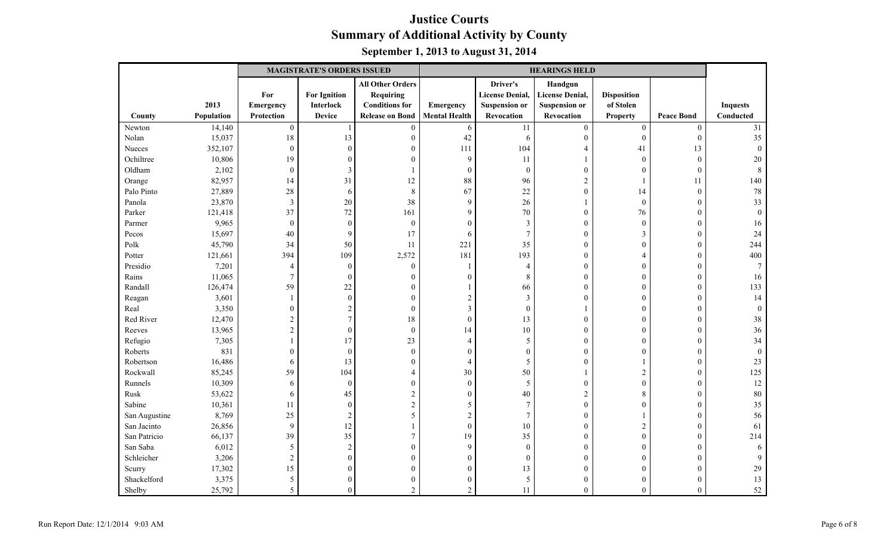# Justice Courts
# Summary of Additional Activity by County
## September 1, 2013 to August 31, 2014

| | | MAGISTRATE'S ORDERS ISSUED | | | HEARINGS HELD | | | | | |
|---|---|---|---|---|---|---|---|---|---|---|
| County | 2013 Population | For Emergency Protection | For Ignition Interlock Device | All Other Orders Requiring Conditions for Release on Bond | Emergency Mental Health | Driver's License Denial, Suspension or Revocation | Handgun License Denial, Suspension or Revocation | Disposition of Stolen Property | Peace Bond | Inquests Conducted |
| Newton | 14,140 | 0 | 1 | 0 | 6 | 11 | 0 | 0 | 0 | 31 |
| Nolan | 15,037 | 18 | 13 | 0 | 42 | 6 | 0 | 0 | 0 | 35 |
| Nueces | 352,107 | 0 | 0 | 0 | 111 | 104 | 4 | 41 | 13 | 0 |
| Ochiltree | 10,806 | 19 | 0 | 0 | 9 | 11 | 1 | 0 | 0 | 20 |
| Oldham | 2,102 | 0 | 3 | 1 | 0 | 0 | 0 | 0 | 0 | 8 |
| Orange | 82,957 | 14 | 31 | 12 | 88 | 96 | 2 | 1 | 11 | 140 |
| Palo Pinto | 27,889 | 28 | 6 | 8 | 67 | 22 | 0 | 14 | 0 | 78 |
| Panola | 23,870 | 3 | 20 | 38 | 9 | 26 | 1 | 0 | 0 | 33 |
| Parker | 121,418 | 37 | 72 | 161 | 9 | 70 | 0 | 76 | 0 | 0 |
| Parmer | 9,965 | 0 | 0 | 0 | 0 | 3 | 0 | 0 | 0 | 16 |
| Pecos | 15,697 | 40 | 9 | 17 | 6 | 7 | 0 | 3 | 0 | 24 |
| Polk | 45,790 | 34 | 50 | 11 | 221 | 35 | 0 | 0 | 0 | 244 |
| Potter | 121,661 | 394 | 109 | 2,572 | 181 | 193 | 0 | 4 | 0 | 400 |
| Presidio | 7,201 | 4 | 0 | 0 | 1 | 4 | 0 | 0 | 0 | 7 |
| Rains | 11,065 | 7 | 0 | 0 | 0 | 8 | 0 | 0 | 0 | 16 |
| Randall | 126,474 | 59 | 22 | 0 | 1 | 66 | 0 | 0 | 0 | 133 |
| Reagan | 3,601 | 1 | 0 | 0 | 2 | 3 | 0 | 0 | 0 | 14 |
| Real | 3,350 | 0 | 2 | 0 | 3 | 0 | 1 | 0 | 0 | 0 |
| Red River | 12,470 | 2 | 7 | 18 | 0 | 13 | 0 | 0 | 0 | 38 |
| Reeves | 13,965 | 2 | 0 | 0 | 14 | 10 | 0 | 0 | 0 | 36 |
| Refugio | 7,305 | 1 | 17 | 23 | 4 | 5 | 0 | 0 | 0 | 34 |
| Roberts | 831 | 0 | 0 | 0 | 0 | 0 | 0 | 0 | 0 | 0 |
| Robertson | 16,486 | 6 | 13 | 0 | 4 | 5 | 0 | 1 | 0 | 23 |
| Rockwall | 85,245 | 59 | 104 | 4 | 30 | 50 | 1 | 2 | 0 | 125 |
| Runnels | 10,309 | 6 | 0 | 0 | 0 | 5 | 0 | 0 | 0 | 12 |
| Rusk | 53,622 | 6 | 45 | 2 | 0 | 40 | 2 | 8 | 0 | 80 |
| Sabine | 10,361 | 11 | 0 | 2 | 5 | 7 | 0 | 0 | 0 | 35 |
| San Augustine | 8,769 | 25 | 2 | 5 | 2 | 7 | 0 | 1 | 0 | 56 |
| San Jacinto | 26,856 | 9 | 12 | 1 | 0 | 10 | 0 | 2 | 0 | 61 |
| San Patricio | 66,137 | 39 | 35 | 7 | 19 | 35 | 0 | 0 | 0 | 214 |
| San Saba | 6,012 | 5 | 2 | 0 | 9 | 0 | 0 | 0 | 0 | 6 |
| Schleicher | 3,206 | 2 | 0 | 0 | 0 | 0 | 0 | 0 | 0 | 9 |
| Scurry | 17,302 | 15 | 0 | 0 | 0 | 13 | 0 | 0 | 0 | 29 |
| Shackelford | 3,375 | 5 | 0 | 0 | 0 | 5 | 0 | 0 | 0 | 13 |
| Shelby | 25,792 | 5 | 0 | 2 | 2 | 11 | 0 | 0 | 0 | 52 |

Run Report Date: 12/1/2014 9:03 AM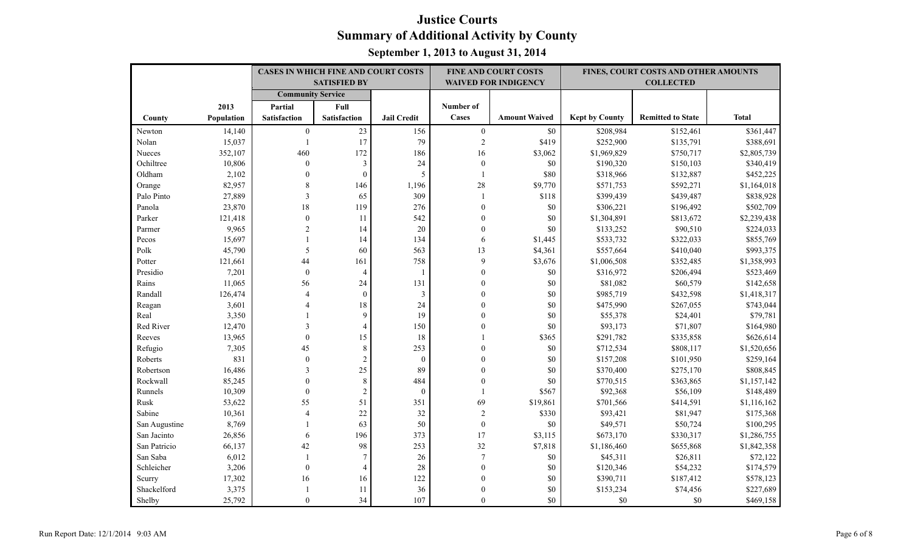# Justice Courts
## Summary of Additional Activity by County
### September 1, 2013 to August 31, 2014

| | | CASES IN WHICH FINE AND COURT COSTS SATISFIED BY | | | FINE AND COURT COSTS WAIVED FOR INDIGENCY | | FINES, COURT COSTS AND OTHER AMOUNTS COLLECTED | | |
|---|---|---|---|---|---|---|---|---|---|
| | | Community Service | | | | | | | |
| County | 2013 Population | Partial Satisfaction | Full Satisfaction | Jail Credit | Number of Cases | Amount Waived | Kept by County | Remitted to State | Total |
| Newton | 14,140 | 0 | 23 | 156 | 0 | $0 | $208,984 | $152,461 | $361,447 |
| Nolan | 15,037 | 1 | 17 | 79 | 2 | $419 | $252,900 | $135,791 | $388,691 |
| Nueces | 352,107 | 460 | 172 | 186 | 16 | $3,062 | $1,969,829 | $750,717 | $2,805,739 |
| Ochiltree | 10,806 | 0 | 3 | 24 | 0 | $0 | $190,320 | $150,103 | $340,419 |
| Oldham | 2,102 | 0 | 0 | 5 | 1 | $80 | $318,966 | $132,887 | $452,225 |
| Orange | 82,957 | 8 | 146 | 1,196 | 28 | $9,770 | $571,753 | $592,271 | $1,164,018 |
| Palo Pinto | 27,889 | 3 | 65 | 309 | 1 | $118 | $399,439 | $439,487 | $838,928 |
| Panola | 23,870 | 18 | 119 | 276 | 0 | $0 | $306,221 | $196,492 | $502,709 |
| Parker | 121,418 | 0 | 11 | 542 | 0 | $0 | $1,304,891 | $813,672 | $2,239,438 |
| Parmer | 9,965 | 2 | 14 | 20 | 0 | $0 | $133,252 | $90,510 | $224,033 |
| Pecos | 15,697 | 1 | 14 | 134 | 6 | $1,445 | $533,732 | $322,033 | $855,769 |
| Polk | 45,790 | 5 | 60 | 563 | 13 | $4,361 | $557,664 | $410,040 | $993,375 |
| Potter | 121,661 | 44 | 161 | 758 | 9 | $3,676 | $1,006,508 | $352,485 | $1,358,993 |
| Presidio | 7,201 | 0 | 4 | 1 | 0 | $0 | $316,972 | $206,494 | $523,469 |
| Rains | 11,065 | 56 | 24 | 131 | 0 | $0 | $81,082 | $60,579 | $142,658 |
| Randall | 126,474 | 4 | 0 | 3 | 0 | $0 | $985,719 | $432,598 | $1,418,317 |
| Reagan | 3,601 | 4 | 18 | 24 | 0 | $0 | $475,990 | $267,055 | $743,044 |
| Real | 3,350 | 1 | 9 | 19 | 0 | $0 | $55,378 | $24,401 | $79,781 |
| Red River | 12,470 | 3 | 4 | 150 | 0 | $0 | $93,173 | $71,807 | $164,980 |
| Reeves | 13,965 | 0 | 15 | 18 | 1 | $365 | $291,782 | $335,858 | $626,614 |
| Refugio | 7,305 | 45 | 8 | 253 | 0 | $0 | $712,534 | $808,117 | $1,520,656 |
| Roberts | 831 | 0 | 2 | 0 | 0 | $0 | $157,208 | $101,950 | $259,164 |
| Robertson | 16,486 | 3 | 25 | 89 | 0 | $0 | $370,400 | $275,170 | $808,845 |
| Rockwall | 85,245 | 0 | 8 | 484 | 0 | $0 | $770,515 | $363,865 | $1,157,142 |
| Runnels | 10,309 | 0 | 2 | 0 | 1 | $567 | $92,368 | $56,109 | $148,489 |
| Rusk | 53,622 | 55 | 51 | 351 | 69 | $19,861 | $701,566 | $414,591 | $1,116,162 |
| Sabine | 10,361 | 4 | 22 | 32 | 2 | $330 | $93,421 | $81,947 | $175,368 |
| San Augustine | 8,769 | 1 | 63 | 50 | 0 | $0 | $49,571 | $50,724 | $100,295 |
| San Jacinto | 26,856 | 6 | 196 | 373 | 17 | $3,115 | $673,170 | $330,317 | $1,286,755 |
| San Patricio | 66,137 | 42 | 98 | 253 | 32 | $7,818 | $1,186,460 | $655,868 | $1,842,358 |
| San Saba | 6,012 | 1 | 7 | 26 | 7 | $0 | $45,311 | $26,811 | $72,122 |
| Schleicher | 3,206 | 0 | 4 | 28 | 0 | $0 | $120,346 | $54,232 | $174,579 |
| Scurry | 17,302 | 16 | 16 | 122 | 0 | $0 | $390,711 | $187,412 | $578,123 |
| Shackelford | 3,375 | 1 | 11 | 36 | 0 | $0 | $153,234 | $74,456 | $227,689 |
| Shelby | 25,792 | 0 | 34 | 107 | 0 | $0 | $0 | $0 | $469,158 |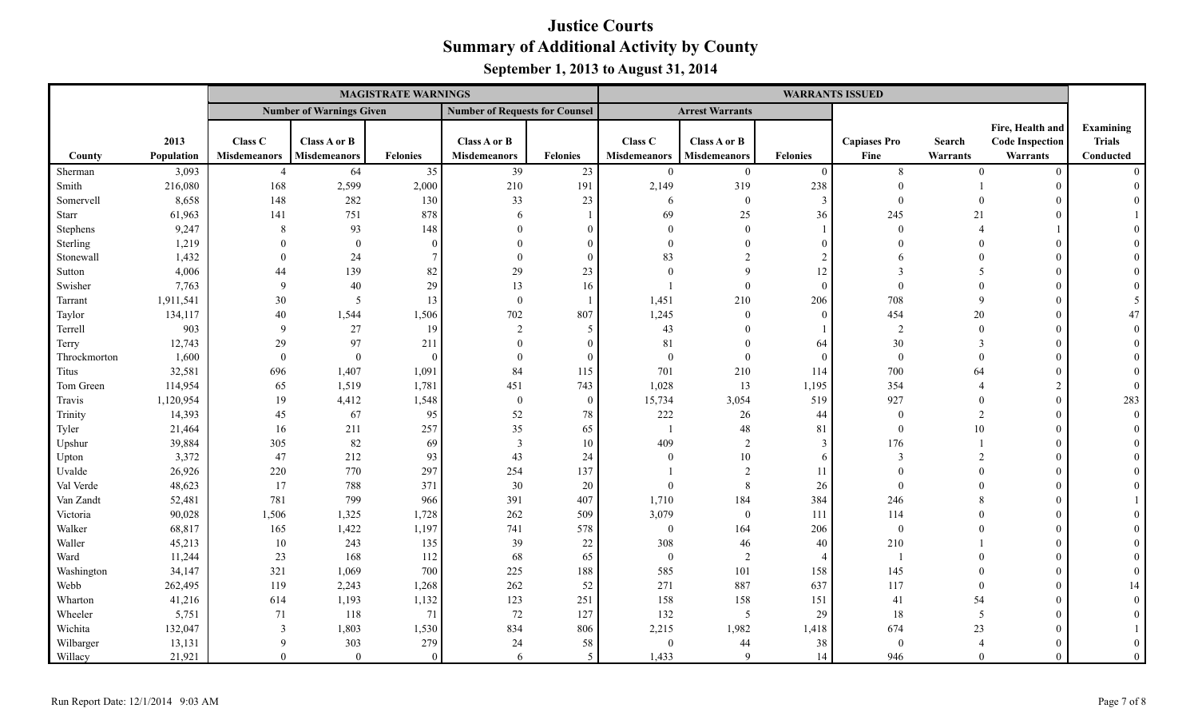# Justice Courts
## Summary of Additional Activity by County
### September 1, 2013 to August 31, 2014

| | | MAGISTRATE WARNINGS | | | | | WARRANTS ISSUED | | | | | | |
|---|---|---|---|---|---|---|---|---|---|---|---|---|---|
| | | Number of Warnings Given | | | Number of Requests for Counsel | | Arrest Warrants | | | | | | |
| County | 2013 Population | Class C Misdemeanors | Class A or B Misdemeanors | Felonies | Class A or B Misdemeanors | Felonies | Class C Misdemeanors | Class A or B Misdemeanors | Felonies | Capiases Pro Fine | Search Warrants | Fire, Health and Code Inspection Warrants | Examining Trials Conducted |
| Sherman | 3,093 | 4 | 64 | 35 | 39 | 23 | 0 | 0 | 0 | 8 | 0 | 0 | 0 |
| Smith | 216,080 | 168 | 2,599 | 2,000 | 210 | 191 | 2,149 | 319 | 238 | 0 | 1 | 0 | 0 |
| Somervell | 8,658 | 148 | 282 | 130 | 33 | 23 | 6 | 0 | 3 | 0 | 0 | 0 | 0 |
| Starr | 61,963 | 141 | 751 | 878 | 6 | 1 | 69 | 25 | 36 | 245 | 21 | 0 | 1 |
| Stephens | 9,247 | 8 | 93 | 148 | 0 | 0 | 0 | 0 | 1 | 0 | 4 | 1 | 0 |
| Sterling | 1,219 | 0 | 0 | 0 | 0 | 0 | 0 | 0 | 0 | 0 | 0 | 0 | 0 |
| Stonewall | 1,432 | 0 | 24 | 7 | 0 | 0 | 83 | 2 | 2 | 6 | 0 | 0 | 0 |
| Sutton | 4,006 | 44 | 139 | 82 | 29 | 23 | 0 | 9 | 12 | 3 | 5 | 0 | 0 |
| Swisher | 7,763 | 9 | 40 | 29 | 13 | 16 | 1 | 0 | 0 | 0 | 0 | 0 | 0 |
| Tarrant | 1,911,541 | 30 | 5 | 13 | 0 | 1 | 1,451 | 210 | 206 | 708 | 9 | 0 | 5 |
| Taylor | 134,117 | 40 | 1,544 | 1,506 | 702 | 807 | 1,245 | 0 | 0 | 454 | 20 | 0 | 47 |
| Terrell | 903 | 9 | 27 | 19 | 2 | 5 | 43 | 0 | 1 | 2 | 0 | 0 | 0 |
| Terry | 12,743 | 29 | 97 | 211 | 0 | 0 | 81 | 0 | 64 | 30 | 3 | 0 | 0 |
| Throckmorton | 1,600 | 0 | 0 | 0 | 0 | 0 | 0 | 0 | 0 | 0 | 0 | 0 | 0 |
| Titus | 32,581 | 696 | 1,407 | 1,091 | 84 | 115 | 701 | 210 | 114 | 700 | 64 | 0 | 0 |
| Tom Green | 114,954 | 65 | 1,519 | 1,781 | 451 | 743 | 1,028 | 13 | 1,195 | 354 | 4 | 2 | 0 |
| Travis | 1,120,954 | 19 | 4,412 | 1,548 | 0 | 0 | 15,734 | 3,054 | 519 | 927 | 0 | 0 | 283 |
| Trinity | 14,393 | 45 | 67 | 95 | 52 | 78 | 222 | 26 | 44 | 0 | 2 | 0 | 0 |
| Tyler | 21,464 | 16 | 211 | 257 | 35 | 65 | 1 | 48 | 81 | 0 | 10 | 0 | 0 |
| Upshur | 39,884 | 305 | 82 | 69 | 3 | 10 | 409 | 2 | 3 | 176 | 1 | 0 | 0 |
| Upton | 3,372 | 47 | 212 | 93 | 43 | 24 | 0 | 10 | 6 | 3 | 2 | 0 | 0 |
| Uvalde | 26,926 | 220 | 770 | 297 | 254 | 137 | 1 | 2 | 11 | 0 | 0 | 0 | 0 |
| Val Verde | 48,623 | 17 | 788 | 371 | 30 | 20 | 0 | 8 | 26 | 0 | 0 | 0 | 0 |
| Van Zandt | 52,481 | 781 | 799 | 966 | 391 | 407 | 1,710 | 184 | 384 | 246 | 8 | 0 | 1 |
| Victoria | 90,028 | 1,506 | 1,325 | 1,728 | 262 | 509 | 3,079 | 0 | 111 | 114 | 0 | 0 | 0 |
| Walker | 68,817 | 165 | 1,422 | 1,197 | 741 | 578 | 0 | 164 | 206 | 0 | 0 | 0 | 0 |
| Waller | 45,213 | 10 | 243 | 135 | 39 | 22 | 308 | 46 | 40 | 210 | 1 | 0 | 0 |
| Ward | 11,244 | 23 | 168 | 112 | 68 | 65 | 0 | 2 | 4 | 1 | 0 | 0 | 0 |
| Washington | 34,147 | 321 | 1,069 | 700 | 225 | 188 | 585 | 101 | 158 | 145 | 0 | 0 | 0 |
| Webb | 262,495 | 119 | 2,243 | 1,268 | 262 | 52 | 271 | 887 | 637 | 117 | 0 | 0 | 14 |
| Wharton | 41,216 | 614 | 1,193 | 1,132 | 123 | 251 | 158 | 158 | 151 | 41 | 54 | 0 | 0 |
| Wheeler | 5,751 | 71 | 118 | 71 | 72 | 127 | 132 | 5 | 29 | 18 | 5 | 0 | 0 |
| Wichita | 132,047 | 3 | 1,803 | 1,530 | 834 | 806 | 2,215 | 1,982 | 1,418 | 674 | 23 | 0 | 1 |
| Wilbarger | 13,131 | 9 | 303 | 279 | 24 | 58 | 0 | 44 | 38 | 0 | 4 | 0 | 0 |
| Willacy | 21,921 | 0 | 0 | 0 | 6 | 5 | 1,433 | 9 | 14 | 946 | 0 | 0 | 0 |

Run Report Date: 12/1/2014 9:03 AM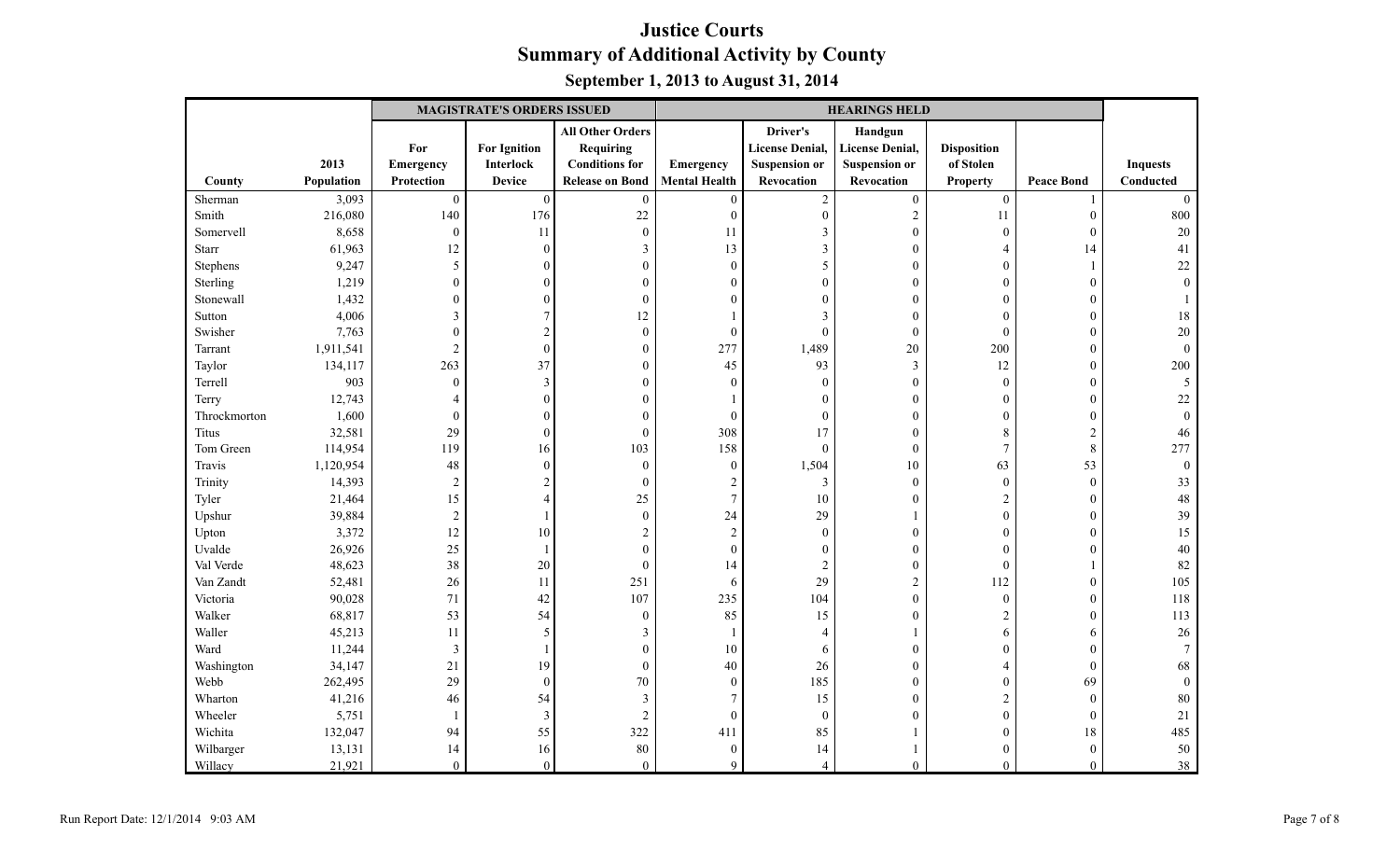# Justice Courts
## Summary of Additional Activity by County
### September 1, 2013 to August 31, 2014

| | | MAGISTRATE'S ORDERS ISSUED | | | HEARINGS HELD | | | | | |
|---|---|---|---|---|---|---|---|---|---|---|
| County | 2013 Population | For Emergency Protection | For Ignition Interlock Device | All Other Orders Requiring Conditions for Release on Bond | Emergency Mental Health | Driver's License Denial, Suspension or Revocation | Handgun License Denial, Suspension or Revocation | Disposition of Stolen Property | Peace Bond | Inquests Conducted |
| Sherman | 3,093 | 0 | 0 | 0 | 0 | 2 | 0 | 0 | 1 | 0 |
| Smith | 216,080 | 140 | 176 | 22 | 0 | 0 | 2 | 11 | 0 | 800 |
| Somervell | 8,658 | 0 | 11 | 0 | 11 | 3 | 0 | 0 | 0 | 20 |
| Starr | 61,963 | 12 | 0 | 3 | 13 | 3 | 0 | 4 | 14 | 41 |
| Stephens | 9,247 | 5 | 0 | 0 | 0 | 5 | 0 | 0 | 1 | 22 |
| Sterling | 1,219 | 0 | 0 | 0 | 0 | 0 | 0 | 0 | 0 | 0 |
| Stonewall | 1,432 | 0 | 0 | 0 | 0 | 0 | 0 | 0 | 0 | 1 |
| Sutton | 4,006 | 3 | 7 | 12 | 1 | 3 | 0 | 0 | 0 | 18 |
| Swisher | 7,763 | 0 | 2 | 0 | 0 | 0 | 0 | 0 | 0 | 20 |
| Tarrant | 1,911,541 | 2 | 0 | 0 | 277 | 1,489 | 20 | 200 | 0 | 0 |
| Taylor | 134,117 | 263 | 37 | 0 | 45 | 93 | 3 | 12 | 0 | 200 |
| Terrell | 903 | 0 | 3 | 0 | 0 | 0 | 0 | 0 | 0 | 5 |
| Terry | 12,743 | 4 | 0 | 0 | 1 | 0 | 0 | 0 | 0 | 22 |
| Throckmorton | 1,600 | 0 | 0 | 0 | 0 | 0 | 0 | 0 | 0 | 0 |
| Titus | 32,581 | 29 | 0 | 0 | 308 | 17 | 0 | 8 | 2 | 46 |
| Tom Green | 114,954 | 119 | 16 | 103 | 158 | 0 | 0 | 7 | 8 | 277 |
| Travis | 1,120,954 | 48 | 0 | 0 | 0 | 1,504 | 10 | 63 | 53 | 0 |
| Trinity | 14,393 | 2 | 2 | 0 | 2 | 3 | 0 | 0 | 0 | 33 |
| Tyler | 21,464 | 15 | 4 | 25 | 7 | 10 | 0 | 2 | 0 | 48 |
| Upshur | 39,884 | 2 | 1 | 0 | 24 | 29 | 1 | 0 | 0 | 39 |
| Upton | 3,372 | 12 | 10 | 2 | 2 | 0 | 0 | 0 | 0 | 15 |
| Uvalde | 26,926 | 25 | 1 | 0 | 0 | 0 | 0 | 0 | 0 | 40 |
| Val Verde | 48,623 | 38 | 20 | 0 | 14 | 2 | 0 | 0 | 1 | 82 |
| Van Zandt | 52,481 | 26 | 11 | 251 | 6 | 29 | 2 | 112 | 0 | 105 |
| Victoria | 90,028 | 71 | 42 | 107 | 235 | 104 | 0 | 0 | 0 | 118 |
| Walker | 68,817 | 53 | 54 | 0 | 85 | 15 | 0 | 2 | 0 | 113 |
| Waller | 45,213 | 11 | 5 | 3 | 1 | 4 | 1 | 6 | 6 | 26 |
| Ward | 11,244 | 3 | 1 | 0 | 10 | 6 | 0 | 0 | 0 | 7 |
| Washington | 34,147 | 21 | 19 | 0 | 40 | 26 | 0 | 4 | 0 | 68 |
| Webb | 262,495 | 29 | 0 | 70 | 0 | 185 | 0 | 0 | 69 | 0 |
| Wharton | 41,216 | 46 | 54 | 3 | 7 | 15 | 0 | 2 | 0 | 80 |
| Wheeler | 5,751 | 1 | 3 | 2 | 0 | 0 | 0 | 0 | 0 | 21 |
| Wichita | 132,047 | 94 | 55 | 322 | 411 | 85 | 1 | 0 | 18 | 485 |
| Wilbarger | 13,131 | 14 | 16 | 80 | 0 | 14 | 1 | 0 | 0 | 50 |
| Willacy | 21,921 | 0 | 0 | 0 | 9 | 4 | 0 | 0 | 0 | 38 |

Run Report Date: 12/1/2014 9:03 AM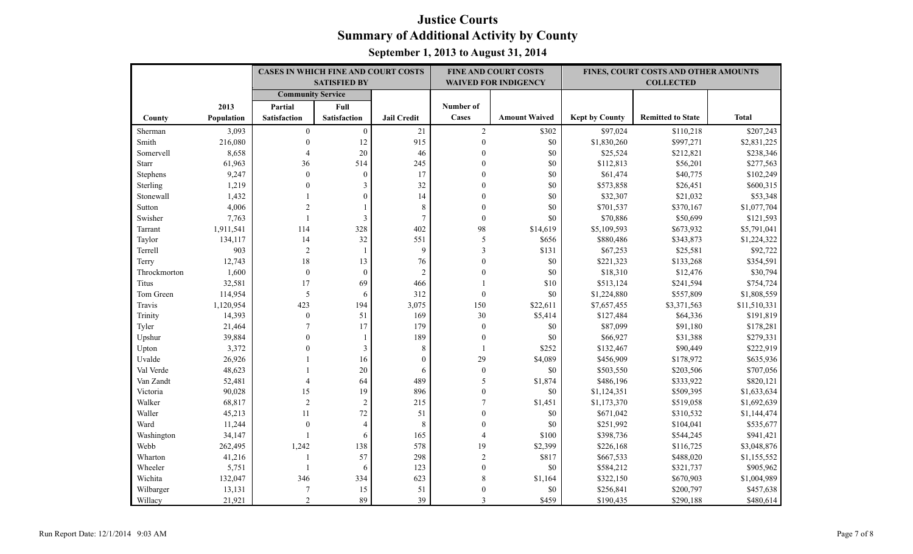# Justice Courts
## Summary of Additional Activity by County
### September 1, 2013 to August 31, 2014

| | | CASES IN WHICH FINE AND COURT COSTS SATISFIED BY | | | FINE AND COURT COSTS WAIVED FOR INDIGENCY | | FINES, COURT COSTS AND OTHER AMOUNTS COLLECTED | | |
|---|---|---|---|---|---|---|---|---|---|
| | | Community Service | | | | | | | |
| County | 2013 Population | Partial Satisfaction | Full Satisfaction | Jail Credit | Number of Cases | Amount Waived | Kept by County | Remitted to State | Total |
| Sherman | 3,093 | 0 | 0 | 21 | 2 | $302 | $97,024 | $110,218 | $207,243 |
| Smith | 216,080 | 0 | 12 | 915 | 0 | $0 | $1,830,260 | $997,271 | $2,831,225 |
| Somervell | 8,658 | 4 | 20 | 46 | 0 | $0 | $25,524 | $212,821 | $238,346 |
| Starr | 61,963 | 36 | 514 | 245 | 0 | $0 | $112,813 | $56,201 | $277,563 |
| Stephens | 9,247 | 0 | 0 | 17 | 0 | $0 | $61,474 | $40,775 | $102,249 |
| Sterling | 1,219 | 0 | 3 | 32 | 0 | $0 | $573,858 | $26,451 | $600,315 |
| Stonewall | 1,432 | 1 | 0 | 14 | 0 | $0 | $32,307 | $21,032 | $53,348 |
| Sutton | 4,006 | 2 | 1 | 8 | 0 | $0 | $701,537 | $370,167 | $1,077,704 |
| Swisher | 7,763 | 1 | 3 | 7 | 0 | $0 | $70,886 | $50,699 | $121,593 |
| Tarrant | 1,911,541 | 114 | 328 | 402 | 98 | $14,619 | $5,109,593 | $673,932 | $5,791,041 |
| Taylor | 134,117 | 14 | 32 | 551 | 5 | $656 | $880,486 | $343,873 | $1,224,322 |
| Terrell | 903 | 2 | 1 | 9 | 3 | $131 | $67,253 | $25,581 | $92,722 |
| Terry | 12,743 | 18 | 13 | 76 | 0 | $0 | $221,323 | $133,268 | $354,591 |
| Throckmorton | 1,600 | 0 | 0 | 2 | 0 | $0 | $18,310 | $12,476 | $30,794 |
| Titus | 32,581 | 17 | 69 | 466 | 1 | $10 | $513,124 | $241,594 | $754,724 |
| Tom Green | 114,954 | 5 | 6 | 312 | 0 | $0 | $1,224,880 | $557,809 | $1,808,559 |
| Travis | 1,120,954 | 423 | 194 | 3,075 | 150 | $22,611 | $7,657,455 | $3,371,563 | $11,510,331 |
| Trinity | 14,393 | 0 | 51 | 169 | 30 | $5,414 | $127,484 | $64,336 | $191,819 |
| Tyler | 21,464 | 7 | 17 | 179 | 0 | $0 | $87,099 | $91,180 | $178,281 |
| Upshur | 39,884 | 0 | 1 | 189 | 0 | $0 | $66,927 | $31,388 | $279,331 |
| Upton | 3,372 | 0 | 3 | 8 | 1 | $252 | $132,467 | $90,449 | $222,919 |
| Uvalde | 26,926 | 1 | 16 | 0 | 29 | $4,089 | $456,909 | $178,972 | $635,936 |
| Val Verde | 48,623 | 1 | 20 | 6 | 0 | $0 | $503,550 | $203,506 | $707,056 |
| Van Zandt | 52,481 | 4 | 64 | 489 | 5 | $1,874 | $486,196 | $333,922 | $820,121 |
| Victoria | 90,028 | 15 | 19 | 896 | 0 | $0 | $1,124,351 | $509,395 | $1,633,634 |
| Walker | 68,817 | 2 | 2 | 215 | 7 | $1,451 | $1,173,370 | $519,058 | $1,692,639 |
| Waller | 45,213 | 11 | 72 | 51 | 0 | $0 | $671,042 | $310,532 | $1,144,474 |
| Ward | 11,244 | 0 | 4 | 8 | 0 | $0 | $251,992 | $104,041 | $535,677 |
| Washington | 34,147 | 1 | 6 | 165 | 4 | $100 | $398,736 | $544,245 | $941,421 |
| Webb | 262,495 | 1,242 | 138 | 578 | 19 | $2,399 | $226,168 | $116,725 | $3,048,876 |
| Wharton | 41,216 | 1 | 57 | 298 | 2 | $817 | $667,533 | $488,020 | $1,155,552 |
| Wheeler | 5,751 | 1 | 6 | 123 | 0 | $0 | $584,212 | $321,737 | $905,962 |
| Wichita | 132,047 | 346 | 334 | 623 | 8 | $1,164 | $322,150 | $670,903 | $1,004,989 |
| Wilbarger | 13,131 | 7 | 15 | 51 | 0 | $0 | $256,841 | $200,797 | $457,638 |
| Willacy | 21,921 | 2 | 89 | 39 | 3 | $459 | $190,435 | $290,188 | $480,614 |

Run Report Date: 12/1/2014 9:03 AM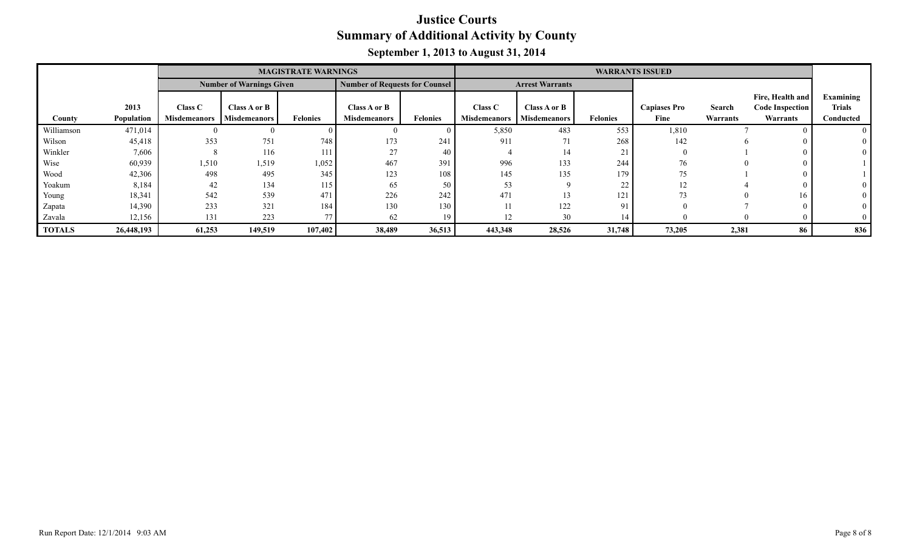# Justice Courts

## Summary of Additional Activity by County

### September 1, 2013 to August 31, 2014

| | | MAGISTRATE WARNINGS | | | | | WARRANTS ISSUED | | | | | | |
|---|---|---|---|---|---|---|---|---|---|---|---|---|---|
| | | Number of Warnings Given | | | Number of Requests for Counsel | | Arrest Warrants | | | | | | |
| County | 2013 Population | Class C Misdemeanors | Class A or B Misdemeanors | Felonies | Class A or B Misdemeanors | Felonies | Class C Misdemeanors | Class A or B Misdemeanors | Felonies | Capiases Pro Fine | Search Warrants | Fire, Health and Code Inspection Warrants | Examining Trials Conducted |
| Williamson | 471,014 | 0 | 0 | 0 | 0 | 0 | 5,850 | 483 | 553 | 1,810 | 7 | 0 | 0 |
| Wilson | 45,418 | 353 | 751 | 748 | 173 | 241 | 911 | 71 | 268 | 142 | 6 | 0 | 0 |
| Winkler | 7,606 | 8 | 116 | 111 | 27 | 40 | 4 | 14 | 21 | 0 | 1 | 0 | 0 |
| Wise | 60,939 | 1,510 | 1,519 | 1,052 | 467 | 391 | 996 | 133 | 244 | 76 | 0 | 0 | 1 |
| Wood | 42,306 | 498 | 495 | 345 | 123 | 108 | 145 | 135 | 179 | 75 | 1 | 0 | 1 |
| Yoakum | 8,184 | 42 | 134 | 115 | 65 | 50 | 53 | 9 | 22 | 12 | 4 | 0 | 0 |
| Young | 18,341 | 542 | 539 | 471 | 226 | 242 | 471 | 13 | 121 | 73 | 0 | 16 | 0 |
| Zapata | 14,390 | 233 | 321 | 184 | 130 | 130 | 11 | 122 | 91 | 0 | 7 | 0 | 0 |
| Zavala | 12,156 | 131 | 223 | 77 | 62 | 19 | 12 | 30 | 14 | 0 | 0 | 0 | 0 |
| **TOTALS** | **26,448,193** | **61,253** | **149,519** | **107,402** | **38,489** | **36,513** | **443,348** | **28,526** | **31,748** | **73,205** | **2,381** | **86** | **836** |

Run Report Date: 12/1/2014 9:03 AM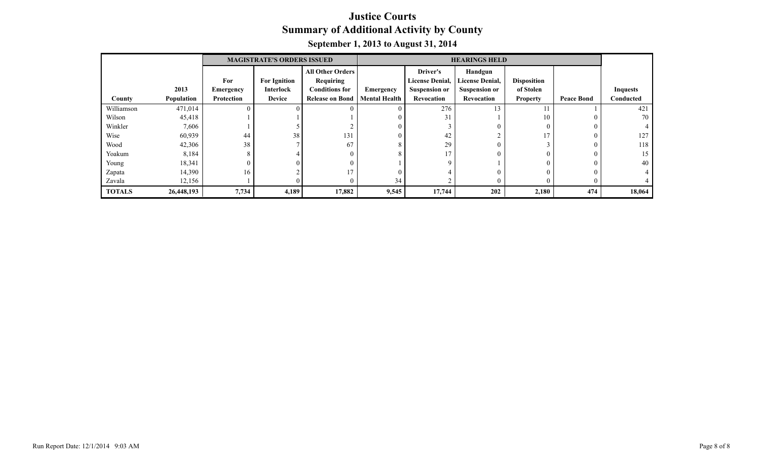# Justice Courts
## Summary of Additional Activity by County
### September 1, 2013 to August 31, 2014

| | | MAGISTRATE'S ORDERS ISSUED | | | HEARINGS HELD | | | | | |
|---|---|---|---|---|---|---|---|---|---|---|
| County | 2013 Population | For Emergency Protection | For Ignition Interlock Device | All Other Orders Requiring Conditions for Release on Bond | Emergency Mental Health | Driver's License Denial, Suspension or Revocation | Handgun License Denial, Suspension or Revocation | Disposition of Stolen Property | Peace Bond | Inquests Conducted |
| Williamson | 471,014 | 0 | 0 | 0 | 0 | 276 | 13 | 11 | 1 | 421 |
| Wilson | 45,418 | 1 | 1 | 1 | 0 | 31 | 1 | 10 | 0 | 70 |
| Winkler | 7,606 | 1 | 5 | 2 | 0 | 3 | 0 | 0 | 0 | 4 |
| Wise | 60,939 | 44 | 38 | 131 | 0 | 42 | 2 | 17 | 0 | 127 |
| Wood | 42,306 | 38 | 7 | 67 | 8 | 29 | 0 | 3 | 0 | 118 |
| Yoakum | 8,184 | 8 | 4 | 0 | 8 | 17 | 0 | 0 | 0 | 15 |
| Young | 18,341 | 0 | 0 | 0 | 1 | 9 | 1 | 0 | 0 | 40 |
| Zapata | 14,390 | 16 | 2 | 17 | 0 | 4 | 0 | 0 | 0 | 4 |
| Zavala | 12,156 | 1 | 0 | 0 | 34 | 2 | 0 | 0 | 0 | 4 |
| **TOTALS** | **26,448,193** | **7,734** | **4,189** | **17,882** | **9,545** | **17,744** | **202** | **2,180** | **474** | **18,064** |

Run Report Date: 12/1/2014 9:03 AM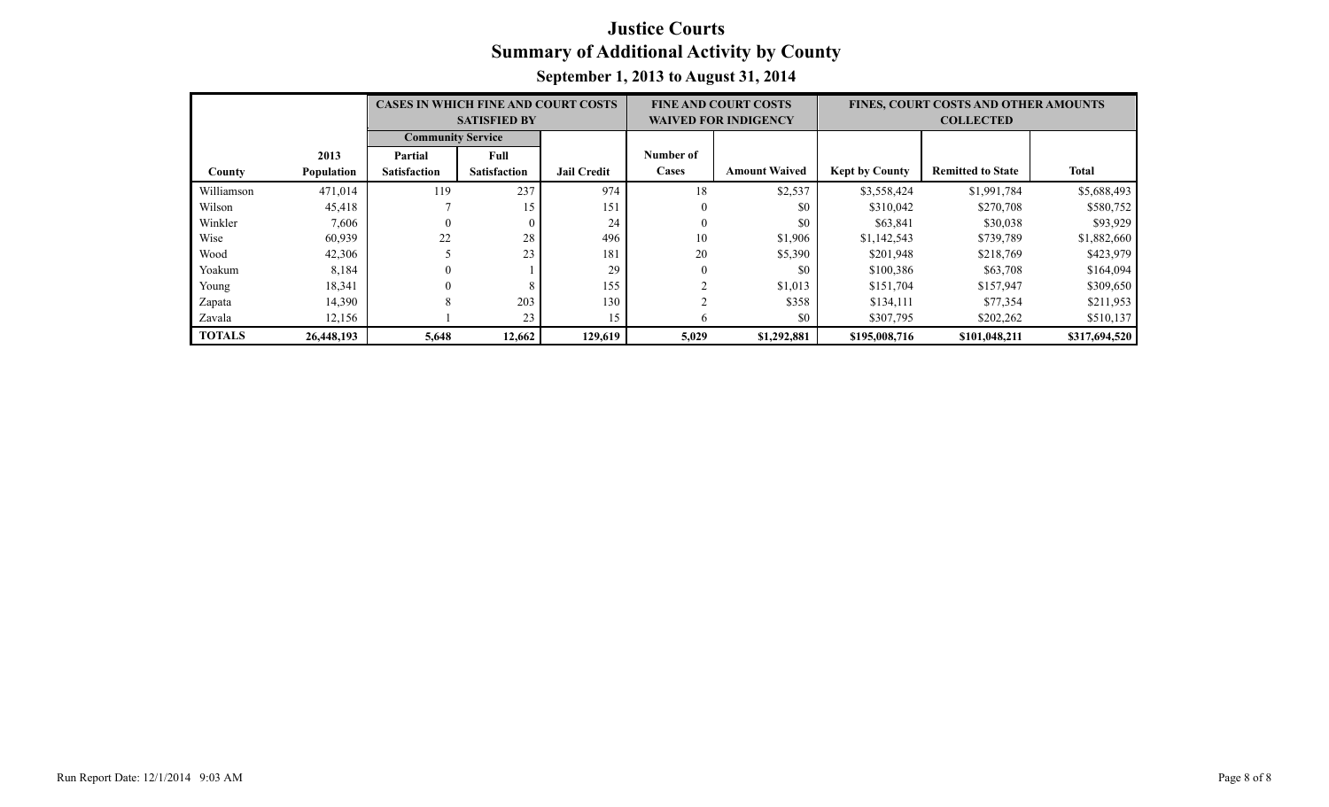# Justice Courts
## Summary of Additional Activity by County
### September 1, 2013 to August 31, 2014

| | | CASES IN WHICH FINE AND COURT COSTS SATISFIED BY | | | FINE AND COURT COSTS WAIVED FOR INDIGENCY | | FINES, COURT COSTS AND OTHER AMOUNTS COLLECTED | | |
|---|---|---|---|---|---|---|---|---|---|
| | | Community Service | | | | | | | |
| County | 2013 Population | Partial Satisfaction | Full Satisfaction | Jail Credit | Number of Cases | Amount Waived | Kept by County | Remitted to State | Total |
| Williamson | 471,014 | 119 | 237 | 974 | 18 | $2,537 | $3,558,424 | $1,991,784 | $5,688,493 |
| Wilson | 45,418 | 7 | 15 | 151 | 0 | $0 | $310,042 | $270,708 | $580,752 |
| Winkler | 7,606 | 0 | 0 | 24 | 0 | $0 | $63,841 | $30,038 | $93,929 |
| Wise | 60,939 | 22 | 28 | 496 | 10 | $1,906 | $1,142,543 | $739,789 | $1,882,660 |
| Wood | 42,306 | 5 | 23 | 181 | 20 | $5,390 | $201,948 | $218,769 | $423,979 |
| Yoakum | 8,184 | 0 | 1 | 29 | 0 | $0 | $100,386 | $63,708 | $164,094 |
| Young | 18,341 | 0 | 8 | 155 | 2 | $1,013 | $151,704 | $157,947 | $309,650 |
| Zapata | 14,390 | 8 | 203 | 130 | 2 | $358 | $134,111 | $77,354 | $211,953 |
| Zavala | 12,156 | 1 | 23 | 15 | 6 | $0 | $307,795 | $202,262 | $510,137 |
| **TOTALS** | **26,448,193** | **5,648** | **12,662** | **129,619** | **5,029** | **$1,292,881** | **$195,008,716** | **$101,048,211** | **$317,694,520** |

Run Report Date: 12/1/2014 9:03 AM